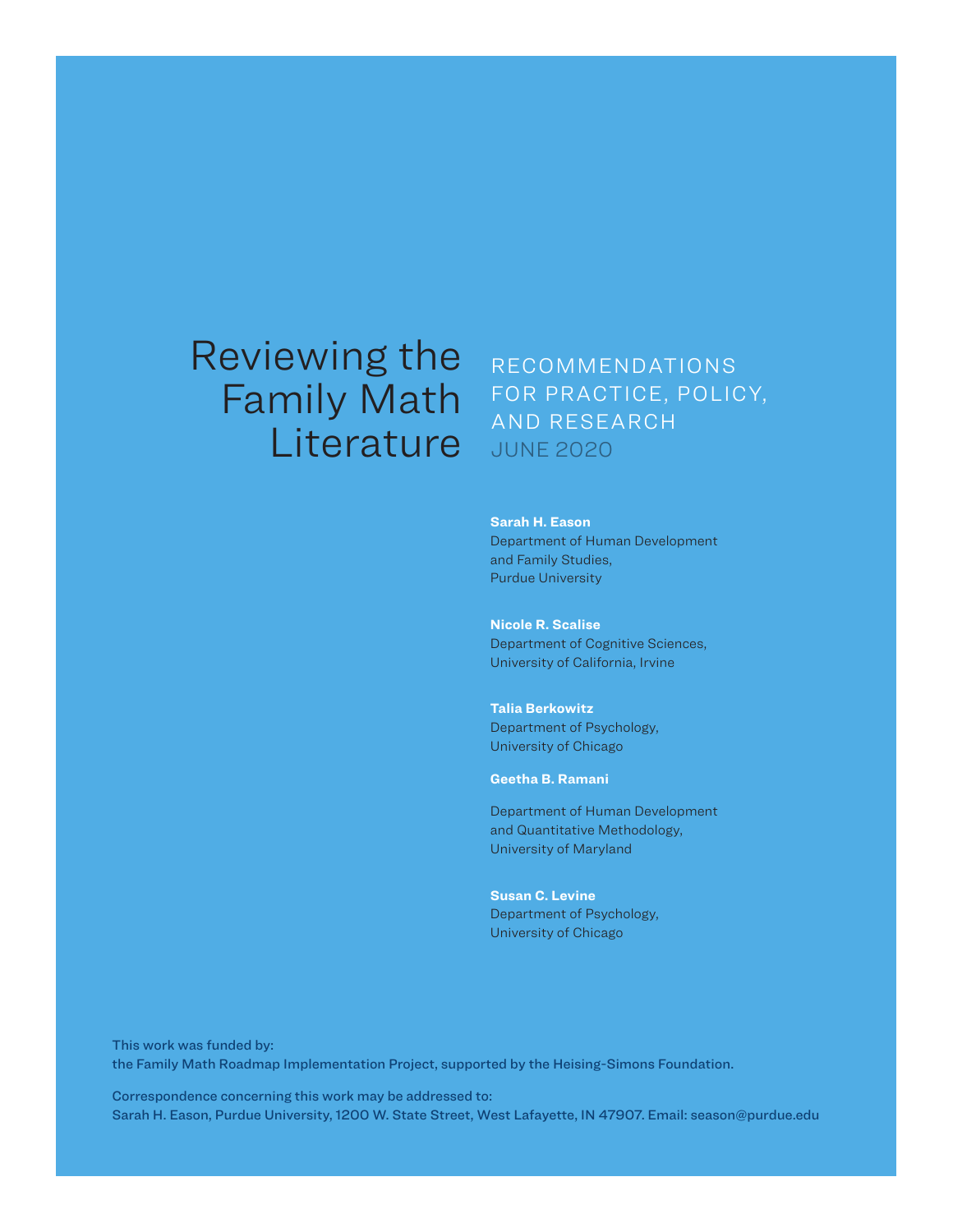# Reviewing the Family Math Literature

## RECOMMENDATIONS FOR PRACTICE, POLICY, AND RESEARCH

JUNE 2020

**Sarah H. Eason**
Department of Human Development and Family Studies,
Purdue University

**Nicole R. Scalise**
Department of Cognitive Sciences,
University of California, Irvine

**Talia Berkowitz**
Department of Psychology,
University of Chicago

**Geetha B. Ramani**
Department of Human Development and Quantitative Methodology,
University of Maryland

**Susan C. Levine**
Department of Psychology,
University of Chicago

This work was funded by:
the Family Math Roadmap Implementation Project, supported by the Heising-Simons Foundation.

Correspondence concerning this work may be addressed to:
Sarah H. Eason, Purdue University, 1200 W. State Street, West Lafayette, IN 47907. Email: season@purdue.edu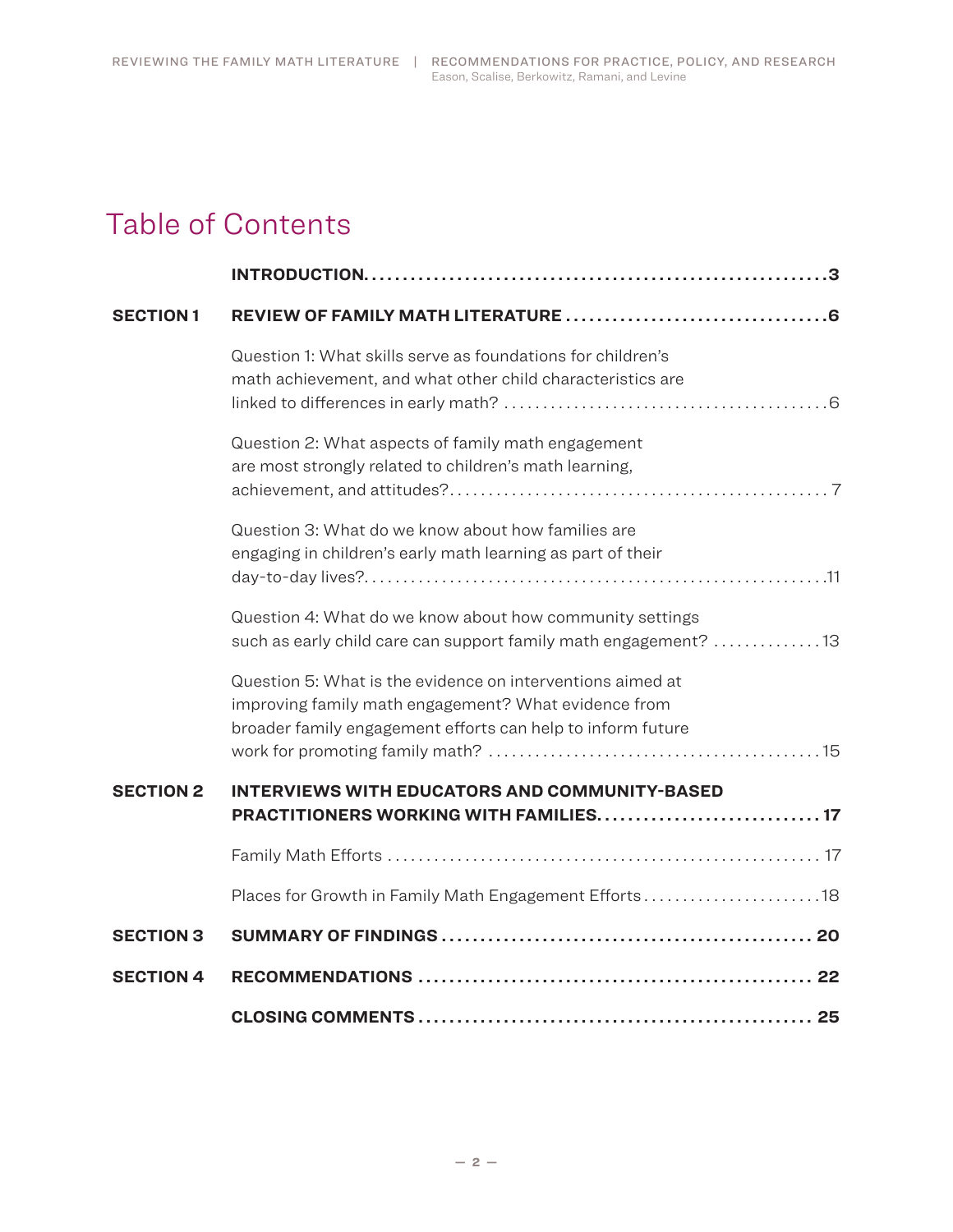# Table of Contents

| | | |
|---|---|---|
| | **INTRODUCTION** | **3** |
| **SECTION 1** | **REVIEW OF FAMILY MATH LITERATURE** | **6** |
| | Question 1: What skills serve as foundations for children's math achievement, and what other child characteristics are linked to differences in early math? | 6 |
| | Question 2: What aspects of family math engagement are most strongly related to children's math learning, achievement, and attitudes? | 7 |
| | Question 3: What do we know about how families are engaging in children's early math learning as part of their day-to-day lives? | 11 |
| | Question 4: What do we know about how community settings such as early child care can support family math engagement? | 13 |
| | Question 5: What is the evidence on interventions aimed at improving family math engagement? What evidence from broader family engagement efforts can help to inform future work for promoting family math? | 15 |
| **SECTION 2** | **INTERVIEWS WITH EDUCATORS AND COMMUNITY-BASED PRACTITIONERS WORKING WITH FAMILIES** | **17** |
| | Family Math Efforts | 17 |
| | Places for Growth in Family Math Engagement Efforts | 18 |
| **SECTION 3** | **SUMMARY OF FINDINGS** | **20** |
| **SECTION 4** | **RECOMMENDATIONS** | **22** |
| | **CLOSING COMMENTS** | **25** |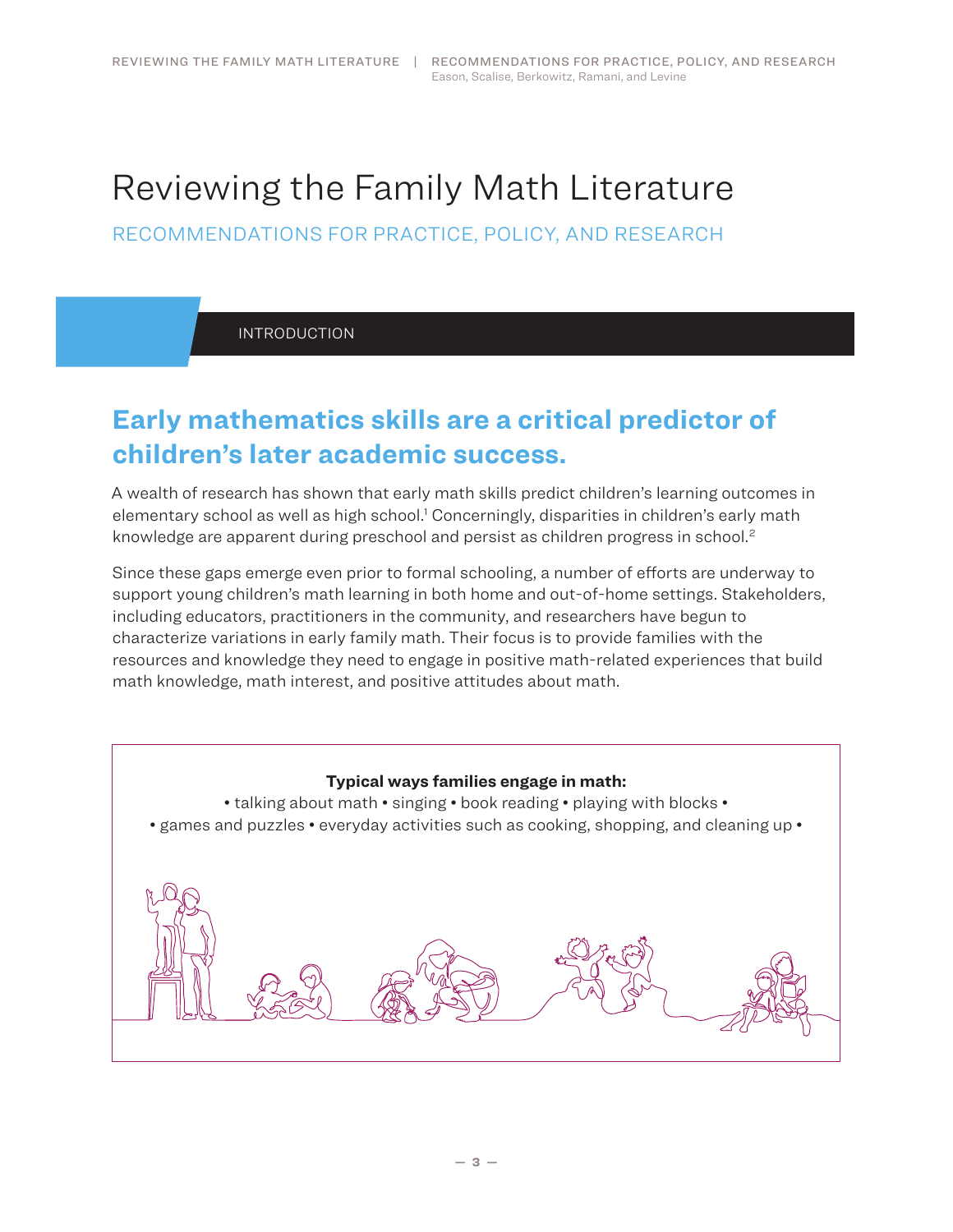# Reviewing the Family Math Literature

## RECOMMENDATIONS FOR PRACTICE, POLICY, AND RESEARCH

INTRODUCTION

## Early mathematics skills are a critical predictor of children's later academic success.

A wealth of research has shown that early math skills predict children's learning outcomes in elementary school as well as high school.[1] Concerningly, disparities in children's early math knowledge are apparent during preschool and persist as children progress in school.[2]

Since these gaps emerge even prior to formal schooling, a number of efforts are underway to support young children's math learning in both home and out-of-home settings. Stakeholders, including educators, practitioners in the community, and researchers have begun to characterize variations in early family math. Their focus is to provide families with the resources and knowledge they need to engage in positive math-related experiences that build math knowledge, math interest, and positive attitudes about math.

**Typical ways families engage in math:**

• talking about math • singing • book reading • playing with blocks •
• games and puzzles • everyday activities such as cooking, shopping, and cleaning up •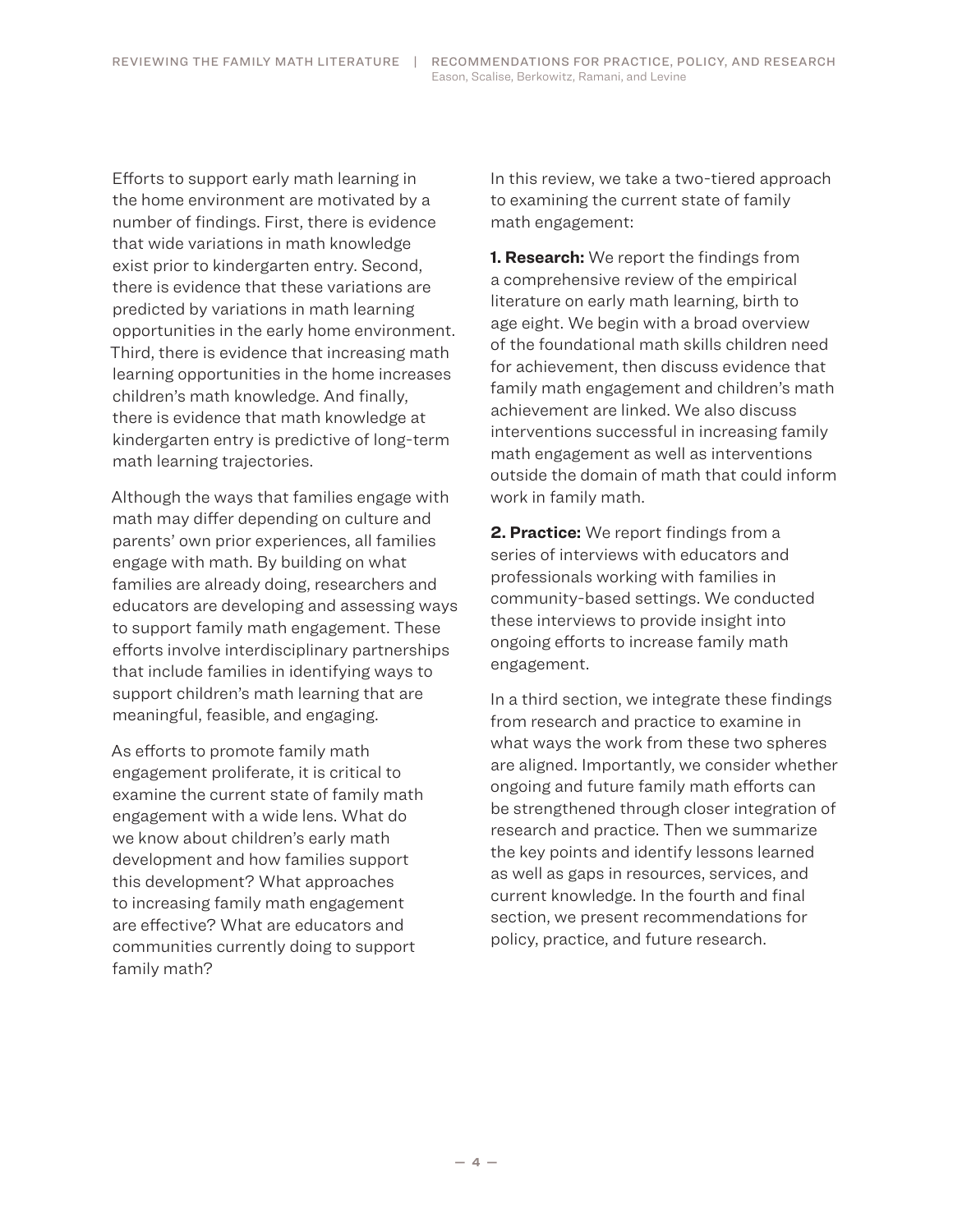Efforts to support early math learning in the home environment are motivated by a number of findings. First, there is evidence that wide variations in math knowledge exist prior to kindergarten entry. Second, there is evidence that these variations are predicted by variations in math learning opportunities in the early home environment. Third, there is evidence that increasing math learning opportunities in the home increases children's math knowledge. And finally, there is evidence that math knowledge at kindergarten entry is predictive of long-term math learning trajectories.

Although the ways that families engage with math may differ depending on culture and parents' own prior experiences, all families engage with math. By building on what families are already doing, researchers and educators are developing and assessing ways to support family math engagement. These efforts involve interdisciplinary partnerships that include families in identifying ways to support children's math learning that are meaningful, feasible, and engaging.

As efforts to promote family math engagement proliferate, it is critical to examine the current state of family math engagement with a wide lens. What do we know about children's early math development and how families support this development? What approaches to increasing family math engagement are effective? What are educators and communities currently doing to support family math?

In this review, we take a two-tiered approach to examining the current state of family math engagement:

**1. Research:** We report the findings from a comprehensive review of the empirical literature on early math learning, birth to age eight. We begin with a broad overview of the foundational math skills children need for achievement, then discuss evidence that family math engagement and children's math achievement are linked. We also discuss interventions successful in increasing family math engagement as well as interventions outside the domain of math that could inform work in family math.

**2. Practice:** We report findings from a series of interviews with educators and professionals working with families in community-based settings. We conducted these interviews to provide insight into ongoing efforts to increase family math engagement.

In a third section, we integrate these findings from research and practice to examine in what ways the work from these two spheres are aligned. Importantly, we consider whether ongoing and future family math efforts can be strengthened through closer integration of research and practice. Then we summarize the key points and identify lessons learned as well as gaps in resources, services, and current knowledge. In the fourth and final section, we present recommendations for policy, practice, and future research.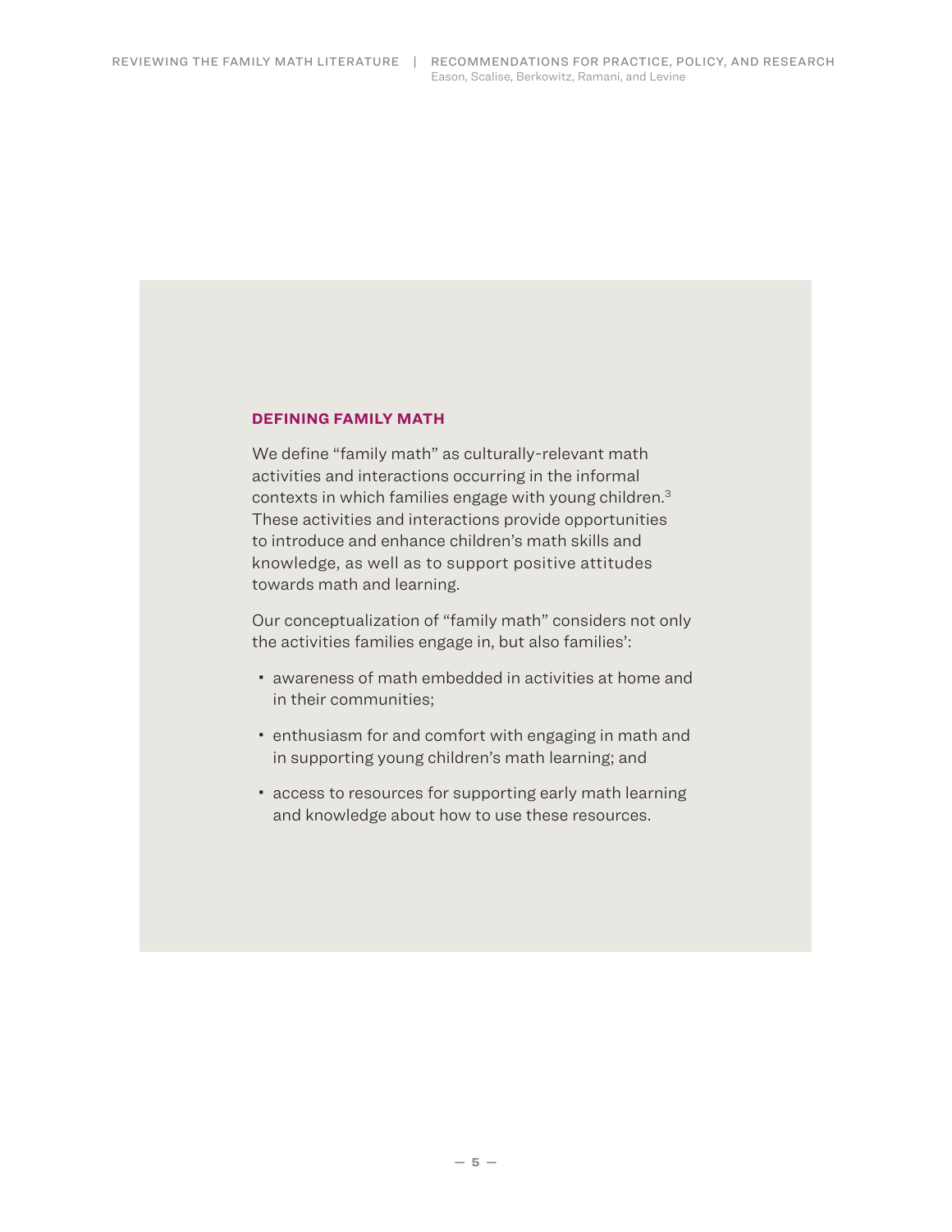## DEFINING FAMILY MATH

We define "family math" as culturally-relevant math activities and interactions occurring in the informal contexts in which families engage with young children.[3] These activities and interactions provide opportunities to introduce and enhance children's math skills and knowledge, as well as to support positive attitudes towards math and learning.

Our conceptualization of "family math" considers not only the activities families engage in, but also families':

- awareness of math embedded in activities at home and in their communities;
- enthusiasm for and comfort with engaging in math and in supporting young children's math learning; and
- access to resources for supporting early math learning and knowledge about how to use these resources.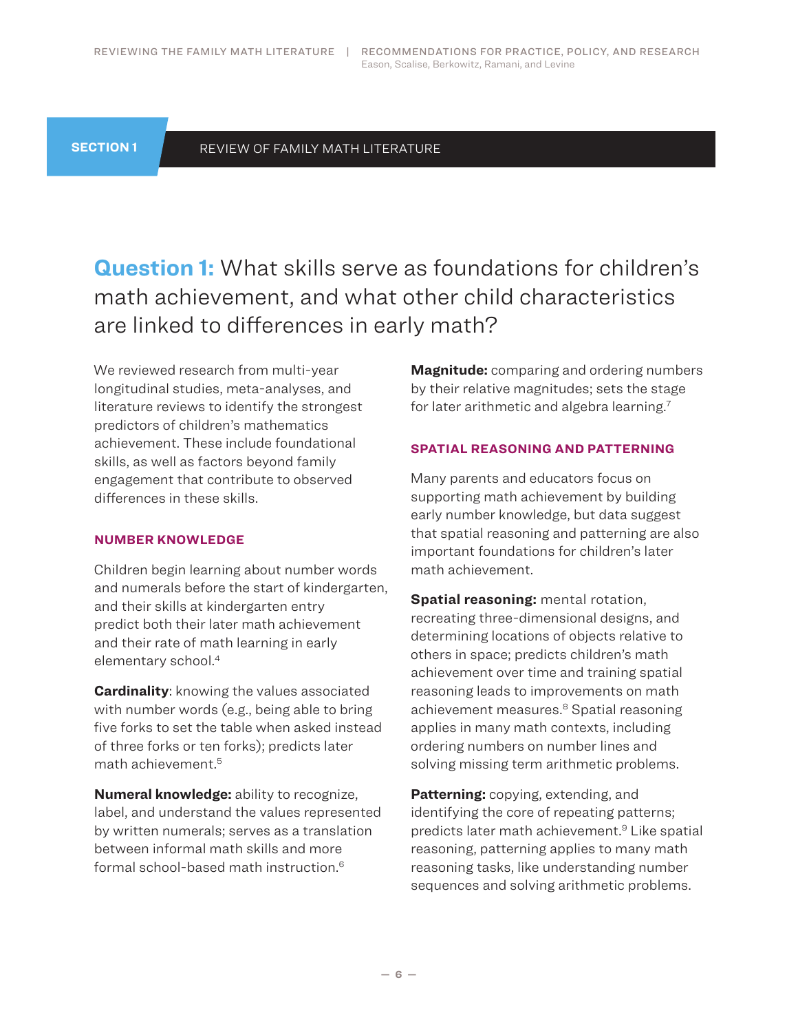## SECTION 1 REVIEW OF FAMILY MATH LITERATURE

# Question 1: What skills serve as foundations for children's math achievement, and what other child characteristics are linked to differences in early math?

We reviewed research from multi-year longitudinal studies, meta-analyses, and literature reviews to identify the strongest predictors of children's mathematics achievement. These include foundational skills, as well as factors beyond family engagement that contribute to observed differences in these skills.

### NUMBER KNOWLEDGE

Children begin learning about number words and numerals before the start of kindergarten, and their skills at kindergarten entry predict both their later math achievement and their rate of math learning in early elementary school.[4]

**Cardinality**: knowing the values associated with number words (e.g., being able to bring five forks to set the table when asked instead of three forks or ten forks); predicts later math achievement.[5]

**Numeral knowledge:** ability to recognize, label, and understand the values represented by written numerals; serves as a translation between informal math skills and more formal school-based math instruction.[6]

**Magnitude:** comparing and ordering numbers by their relative magnitudes; sets the stage for later arithmetic and algebra learning.[7]

### SPATIAL REASONING AND PATTERNING

Many parents and educators focus on supporting math achievement by building early number knowledge, but data suggest that spatial reasoning and patterning are also important foundations for children's later math achievement.

**Spatial reasoning:** mental rotation, recreating three-dimensional designs, and determining locations of objects relative to others in space; predicts children's math achievement over time and training spatial reasoning leads to improvements on math achievement measures.[8] Spatial reasoning applies in many math contexts, including ordering numbers on number lines and solving missing term arithmetic problems.

**Patterning:** copying, extending, and identifying the core of repeating patterns; predicts later math achievement.[9] Like spatial reasoning, patterning applies to many math reasoning tasks, like understanding number sequences and solving arithmetic problems.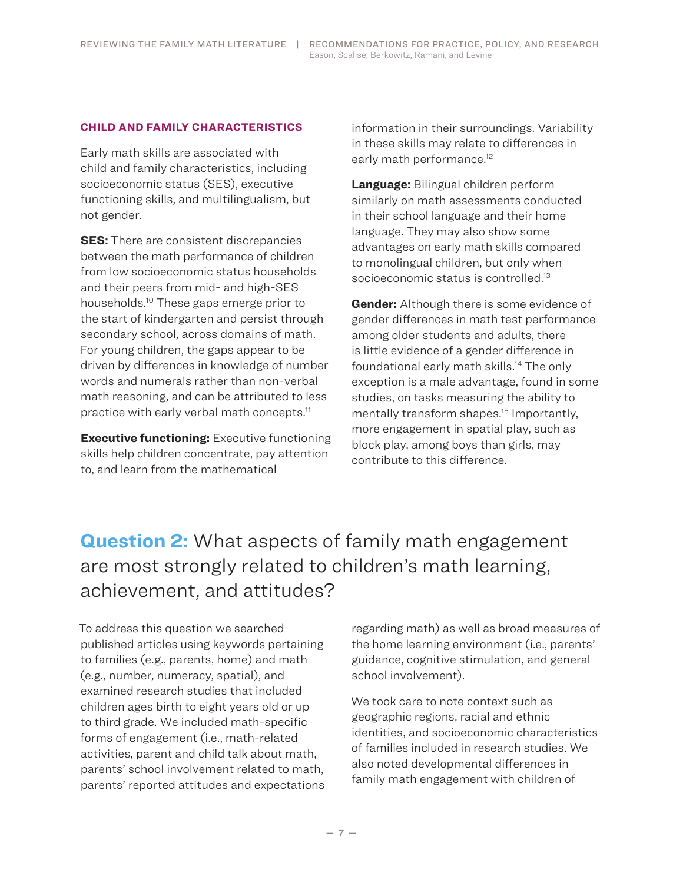### CHILD AND FAMILY CHARACTERISTICS

Early math skills are associated with child and family characteristics, including socioeconomic status (SES), executive functioning skills, and multilingualism, but not gender.

**SES:** There are consistent discrepancies between the math performance of children from low socioeconomic status households and their peers from mid- and high-SES households.[10] These gaps emerge prior to the start of kindergarten and persist through secondary school, across domains of math. For young children, the gaps appear to be driven by differences in knowledge of number words and numerals rather than non-verbal math reasoning, and can be attributed to less practice with early verbal math concepts.[11]

**Executive functioning:** Executive functioning skills help children concentrate, pay attention to, and learn from the mathematical information in their surroundings. Variability in these skills may relate to differences in early math performance.[12]

**Language:** Bilingual children perform similarly on math assessments conducted in their school language and their home language. They may also show some advantages on early math skills compared to monolingual children, but only when socioeconomic status is controlled.[13]

**Gender:** Although there is some evidence of gender differences in math test performance among older students and adults, there is little evidence of a gender difference in foundational early math skills.[14] The only exception is a male advantage, found in some studies, on tasks measuring the ability to mentally transform shapes.[15] Importantly, more engagement in spatial play, such as block play, among boys than girls, may contribute to this difference.

## **Question 2:** What aspects of family math engagement are most strongly related to children's math learning, achievement, and attitudes?

To address this question we searched published articles using keywords pertaining to families (e.g., parents, home) and math (e.g., number, numeracy, spatial), and examined research studies that included children ages birth to eight years old or up to third grade. We included math-specific forms of engagement (i.e., math-related activities, parent and child talk about math, parents' school involvement related to math, parents' reported attitudes and expectations regarding math) as well as broad measures of the home learning environment (i.e., parents' guidance, cognitive stimulation, and general school involvement).

We took care to note context such as geographic regions, racial and ethnic identities, and socioeconomic characteristics of families included in research studies. We also noted developmental differences in family math engagement with children of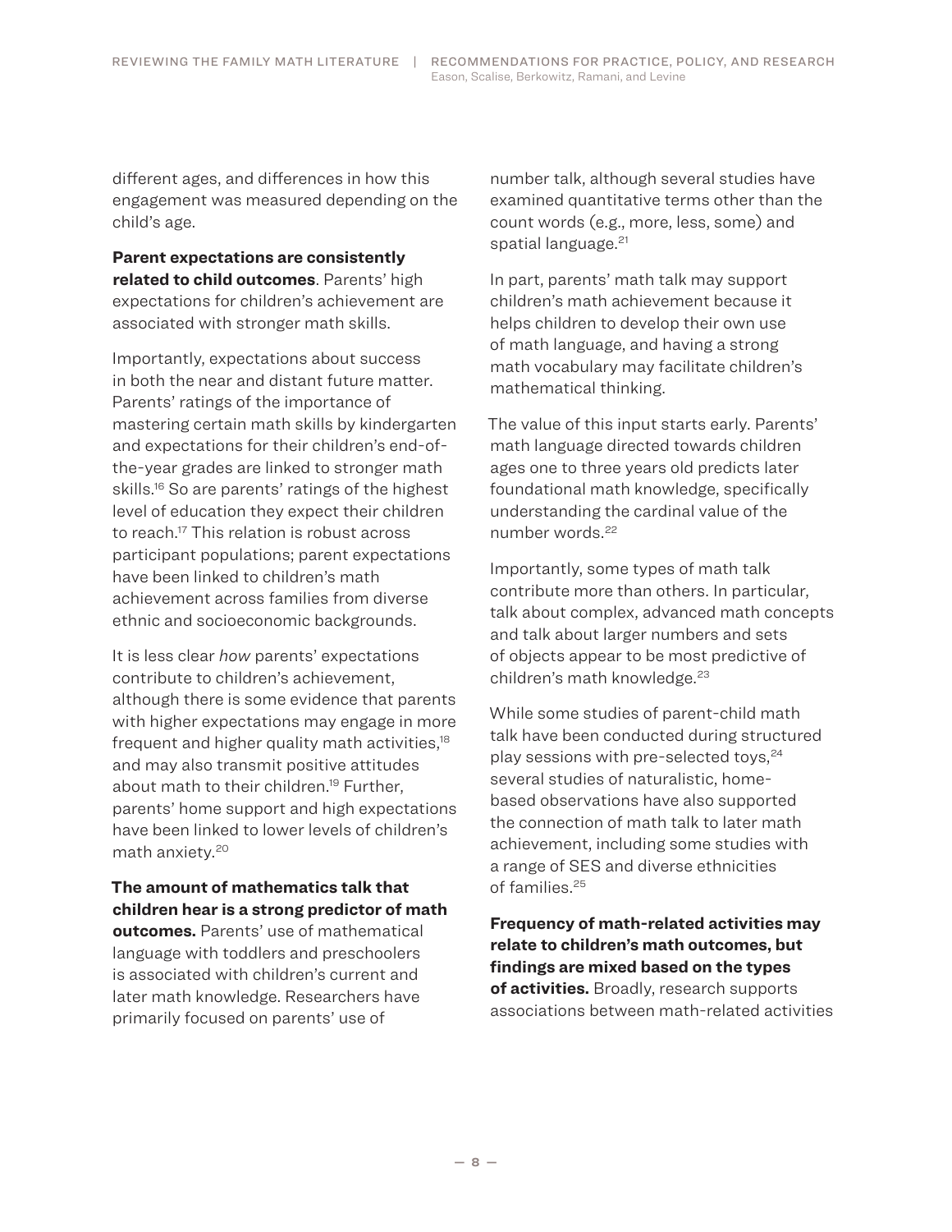different ages, and differences in how this engagement was measured depending on the child's age.

**Parent expectations are consistently related to child outcomes**. Parents' high expectations for children's achievement are associated with stronger math skills.

Importantly, expectations about success in both the near and distant future matter. Parents' ratings of the importance of mastering certain math skills by kindergarten and expectations for their children's end-of-the-year grades are linked to stronger math skills.[16] So are parents' ratings of the highest level of education they expect their children to reach.[17] This relation is robust across participant populations; parent expectations have been linked to children's math achievement across families from diverse ethnic and socioeconomic backgrounds.

It is less clear *how* parents' expectations contribute to children's achievement, although there is some evidence that parents with higher expectations may engage in more frequent and higher quality math activities,[18] and may also transmit positive attitudes about math to their children.[19] Further, parents' home support and high expectations have been linked to lower levels of children's math anxiety.[20]

**The amount of mathematics talk that children hear is a strong predictor of math outcomes.** Parents' use of mathematical language with toddlers and preschoolers is associated with children's current and later math knowledge. Researchers have primarily focused on parents' use of number talk, although several studies have examined quantitative terms other than the count words (e.g., more, less, some) and spatial language.[21]

In part, parents' math talk may support children's math achievement because it helps children to develop their own use of math language, and having a strong math vocabulary may facilitate children's mathematical thinking.

The value of this input starts early. Parents' math language directed towards children ages one to three years old predicts later foundational math knowledge, specifically understanding the cardinal value of the number words.[22]

Importantly, some types of math talk contribute more than others. In particular, talk about complex, advanced math concepts and talk about larger numbers and sets of objects appear to be most predictive of children's math knowledge.[23]

While some studies of parent-child math talk have been conducted during structured play sessions with pre-selected toys,[24] several studies of naturalistic, home-based observations have also supported the connection of math talk to later math achievement, including some studies with a range of SES and diverse ethnicities of families.[25]

**Frequency of math-related activities may relate to children's math outcomes, but findings are mixed based on the types of activities.** Broadly, research supports associations between math-related activities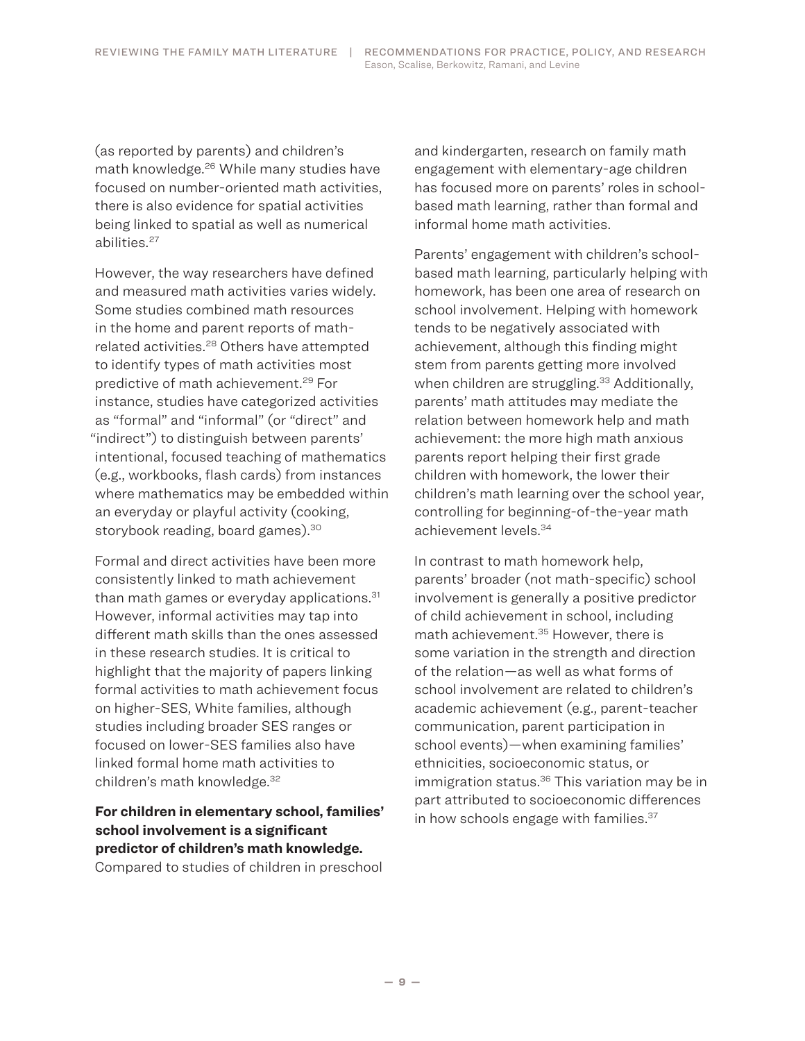(as reported by parents) and children's math knowledge.[26] While many studies have focused on number-oriented math activities, there is also evidence for spatial activities being linked to spatial as well as numerical abilities.[27]

However, the way researchers have defined and measured math activities varies widely. Some studies combined math resources in the home and parent reports of math-related activities.[28] Others have attempted to identify types of math activities most predictive of math achievement.[29] For instance, studies have categorized activities as "formal" and "informal" (or "direct" and "indirect") to distinguish between parents' intentional, focused teaching of mathematics (e.g., workbooks, flash cards) from instances where mathematics may be embedded within an everyday or playful activity (cooking, storybook reading, board games).[30]

Formal and direct activities have been more consistently linked to math achievement than math games or everyday applications.[31] However, informal activities may tap into different math skills than the ones assessed in these research studies. It is critical to highlight that the majority of papers linking formal activities to math achievement focus on higher-SES, White families, although studies including broader SES ranges or focused on lower-SES families also have linked formal home math activities to children's math knowledge.[32]

**For children in elementary school, families' school involvement is a significant predictor of children's math knowledge.** Compared to studies of children in preschool and kindergarten, research on family math engagement with elementary-age children has focused more on parents' roles in school-based math learning, rather than formal and informal home math activities.

Parents' engagement with children's school-based math learning, particularly helping with homework, has been one area of research on school involvement. Helping with homework tends to be negatively associated with achievement, although this finding might stem from parents getting more involved when children are struggling.[33] Additionally, parents' math attitudes may mediate the relation between homework help and math achievement: the more high math anxious parents report helping their first grade children with homework, the lower their children's math learning over the school year, controlling for beginning-of-the-year math achievement levels.[34]

In contrast to math homework help, parents' broader (not math-specific) school involvement is generally a positive predictor of child achievement in school, including math achievement.[35] However, there is some variation in the strength and direction of the relation—as well as what forms of school involvement are related to children's academic achievement (e.g., parent-teacher communication, parent participation in school events)—when examining families' ethnicities, socioeconomic status, or immigration status.[36] This variation may be in part attributed to socioeconomic differences in how schools engage with families.[37]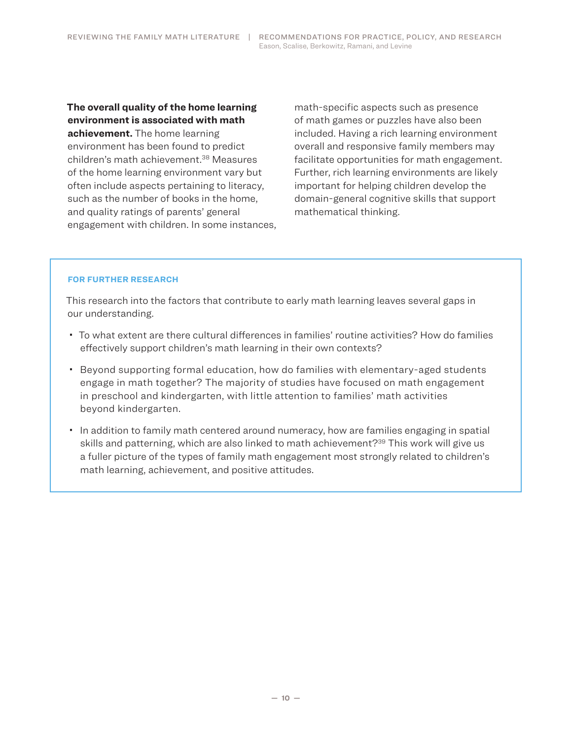**The overall quality of the home learning environment is associated with math achievement.** The home learning environment has been found to predict children's math achievement.[38] Measures of the home learning environment vary but often include aspects pertaining to literacy, such as the number of books in the home, and quality ratings of parents' general engagement with children. In some instances, math-specific aspects such as presence of math games or puzzles have also been included. Having a rich learning environment overall and responsive family members may facilitate opportunities for math engagement. Further, rich learning environments are likely important for helping children develop the domain-general cognitive skills that support mathematical thinking.

#### FOR FURTHER RESEARCH

This research into the factors that contribute to early math learning leaves several gaps in our understanding.

- To what extent are there cultural differences in families' routine activities? How do families effectively support children's math learning in their own contexts?
- Beyond supporting formal education, how do families with elementary-aged students engage in math together? The majority of studies have focused on math engagement in preschool and kindergarten, with little attention to families' math activities beyond kindergarten.
- In addition to family math centered around numeracy, how are families engaging in spatial skills and patterning, which are also linked to math achievement?[39] This work will give us a fuller picture of the types of family math engagement most strongly related to children's math learning, achievement, and positive attitudes.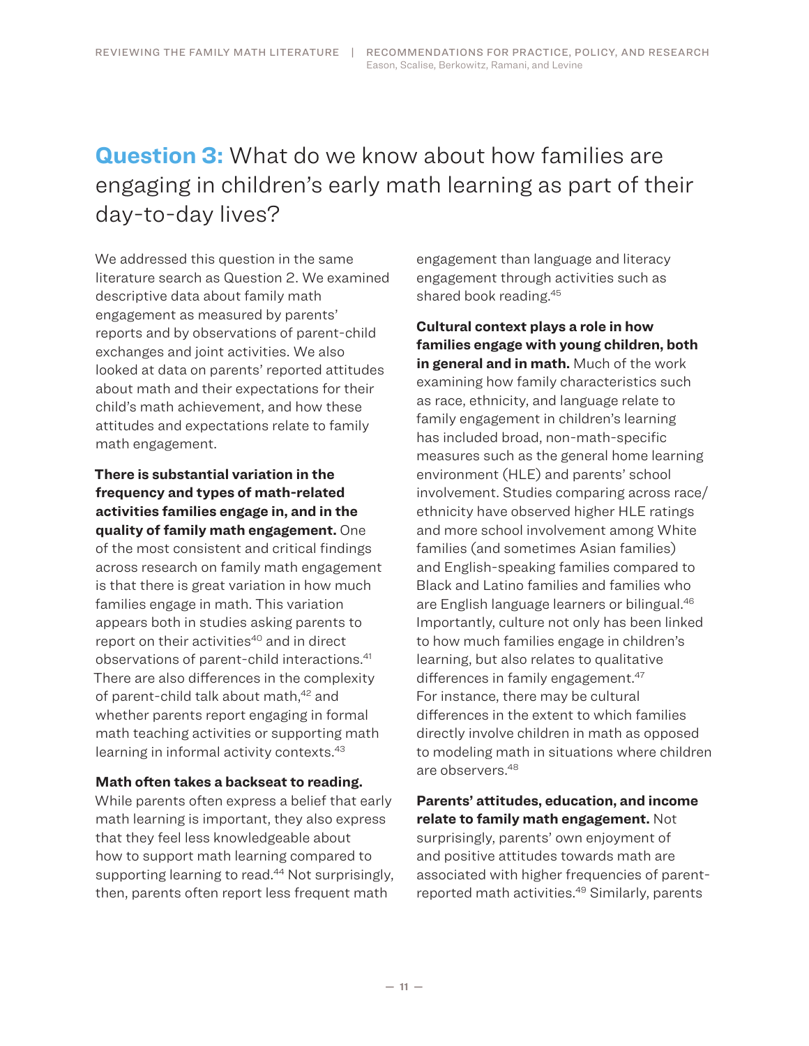## **Question 3:** What do we know about how families are engaging in children's early math learning as part of their day-to-day lives?

We addressed this question in the same literature search as Question 2. We examined descriptive data about family math engagement as measured by parents' reports and by observations of parent-child exchanges and joint activities. We also looked at data on parents' reported attitudes about math and their expectations for their child's math achievement, and how these attitudes and expectations relate to family math engagement.

**There is substantial variation in the frequency and types of math-related activities families engage in, and in the quality of family math engagement.** One of the most consistent and critical findings across research on family math engagement is that there is great variation in how much families engage in math. This variation appears both in studies asking parents to report on their activities[40] and in direct observations of parent-child interactions.[41] There are also differences in the complexity of parent-child talk about math,[42] and whether parents report engaging in formal math teaching activities or supporting math learning in informal activity contexts.[43]

**Math often takes a backseat to reading.** While parents often express a belief that early math learning is important, they also express that they feel less knowledgeable about how to support math learning compared to supporting learning to read.[44] Not surprisingly, then, parents often report less frequent math engagement than language and literacy engagement through activities such as shared book reading.[45]

**Cultural context plays a role in how families engage with young children, both in general and in math.** Much of the work examining how family characteristics such as race, ethnicity, and language relate to family engagement in children's learning has included broad, non-math-specific measures such as the general home learning environment (HLE) and parents' school involvement. Studies comparing across race/ethnicity have observed higher HLE ratings and more school involvement among White families (and sometimes Asian families) and English-speaking families compared to Black and Latino families and families who are English language learners or bilingual.[46] Importantly, culture not only has been linked to how much families engage in children's learning, but also relates to qualitative differences in family engagement.[47] For instance, there may be cultural differences in the extent to which families directly involve children in math as opposed to modeling math in situations where children are observers.[48]

**Parents' attitudes, education, and income relate to family math engagement.** Not surprisingly, parents' own enjoyment of and positive attitudes towards math are associated with higher frequencies of parent-reported math activities.[49] Similarly, parents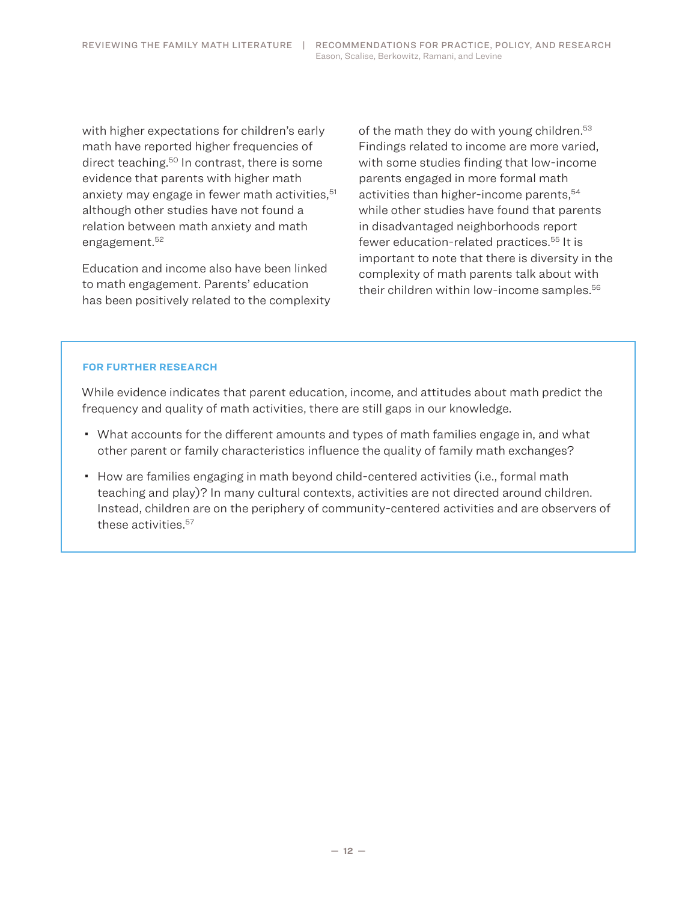with higher expectations for children's early math have reported higher frequencies of direct teaching.[50] In contrast, there is some evidence that parents with higher math anxiety may engage in fewer math activities,[51] although other studies have not found a relation between math anxiety and math engagement.[52]

Education and income also have been linked to math engagement. Parents' education has been positively related to the complexity of the math they do with young children.[53] Findings related to income are more varied, with some studies finding that low-income parents engaged in more formal math activities than higher-income parents,[54] while other studies have found that parents in disadvantaged neighborhoods report fewer education-related practices.[55] It is important to note that there is diversity in the complexity of math parents talk about with their children within low-income samples.[56]

**FOR FURTHER RESEARCH**

While evidence indicates that parent education, income, and attitudes about math predict the frequency and quality of math activities, there are still gaps in our knowledge.

- What accounts for the different amounts and types of math families engage in, and what other parent or family characteristics influence the quality of family math exchanges?
- How are families engaging in math beyond child-centered activities (i.e., formal math teaching and play)? In many cultural contexts, activities are not directed around children. Instead, children are on the periphery of community-centered activities and are observers of these activities.[57]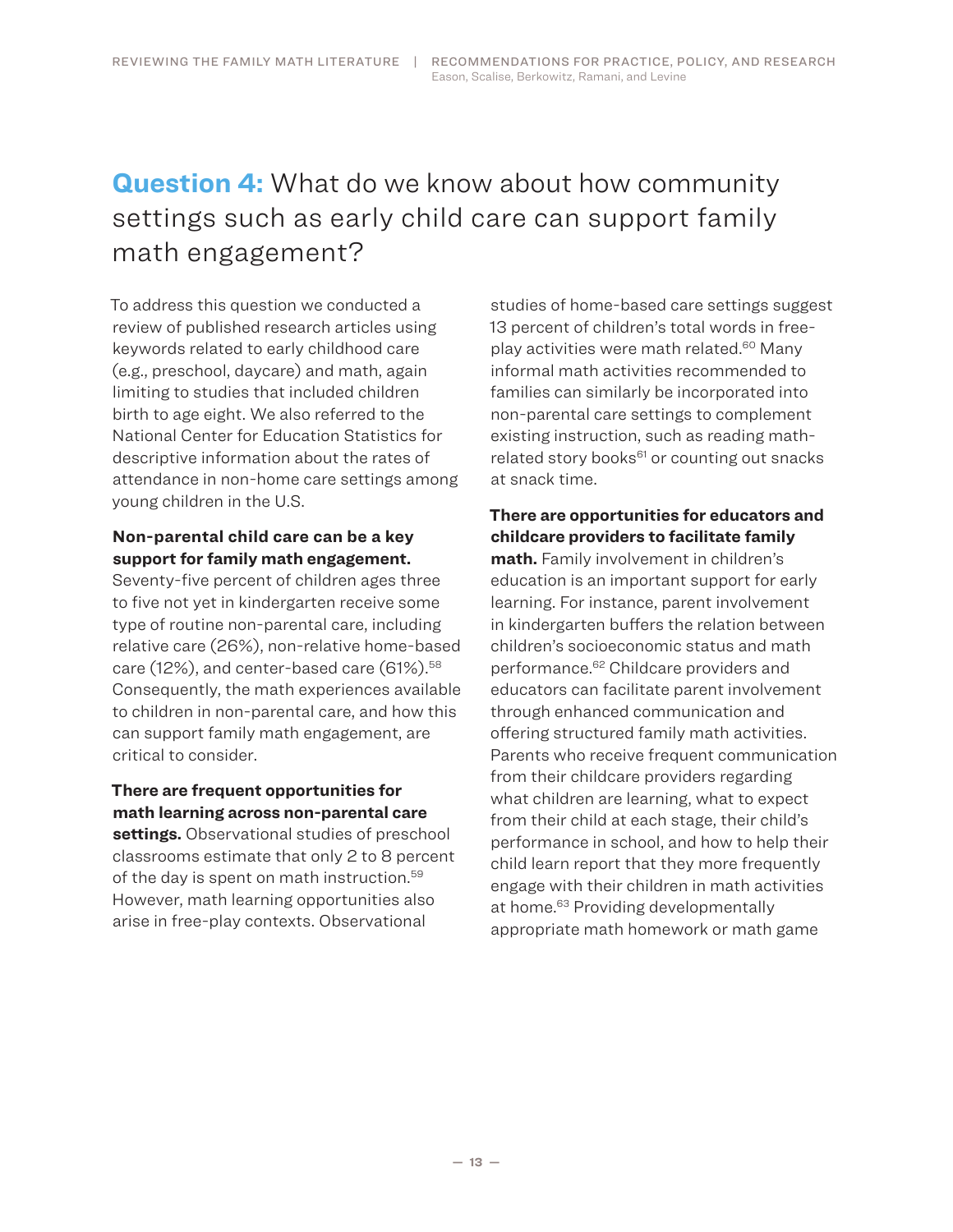## Question 4: What do we know about how community settings such as early child care can support family math engagement?

To address this question we conducted a review of published research articles using keywords related to early childhood care (e.g., preschool, daycare) and math, again limiting to studies that included children birth to age eight. We also referred to the National Center for Education Statistics for descriptive information about the rates of attendance in non-home care settings among young children in the U.S.

**Non-parental child care can be a key support for family math engagement.** Seventy-five percent of children ages three to five not yet in kindergarten receive some type of routine non-parental care, including relative care (26%), non-relative home-based care (12%), and center-based care (61%).[58] Consequently, the math experiences available to children in non-parental care, and how this can support family math engagement, are critical to consider.

**There are frequent opportunities for math learning across non-parental care settings.** Observational studies of preschool classrooms estimate that only 2 to 8 percent of the day is spent on math instruction.[59] However, math learning opportunities also arise in free-play contexts. Observational studies of home-based care settings suggest 13 percent of children's total words in free-play activities were math related.[60] Many informal math activities recommended to families can similarly be incorporated into non-parental care settings to complement existing instruction, such as reading math-related story books[61] or counting out snacks at snack time.

**There are opportunities for educators and childcare providers to facilitate family math.** Family involvement in children's education is an important support for early learning. For instance, parent involvement in kindergarten buffers the relation between children's socioeconomic status and math performance.[62] Childcare providers and educators can facilitate parent involvement through enhanced communication and offering structured family math activities. Parents who receive frequent communication from their childcare providers regarding what children are learning, what to expect from their child at each stage, their child's performance in school, and how to help their child learn report that they more frequently engage with their children in math activities at home.[63] Providing developmentally appropriate math homework or math game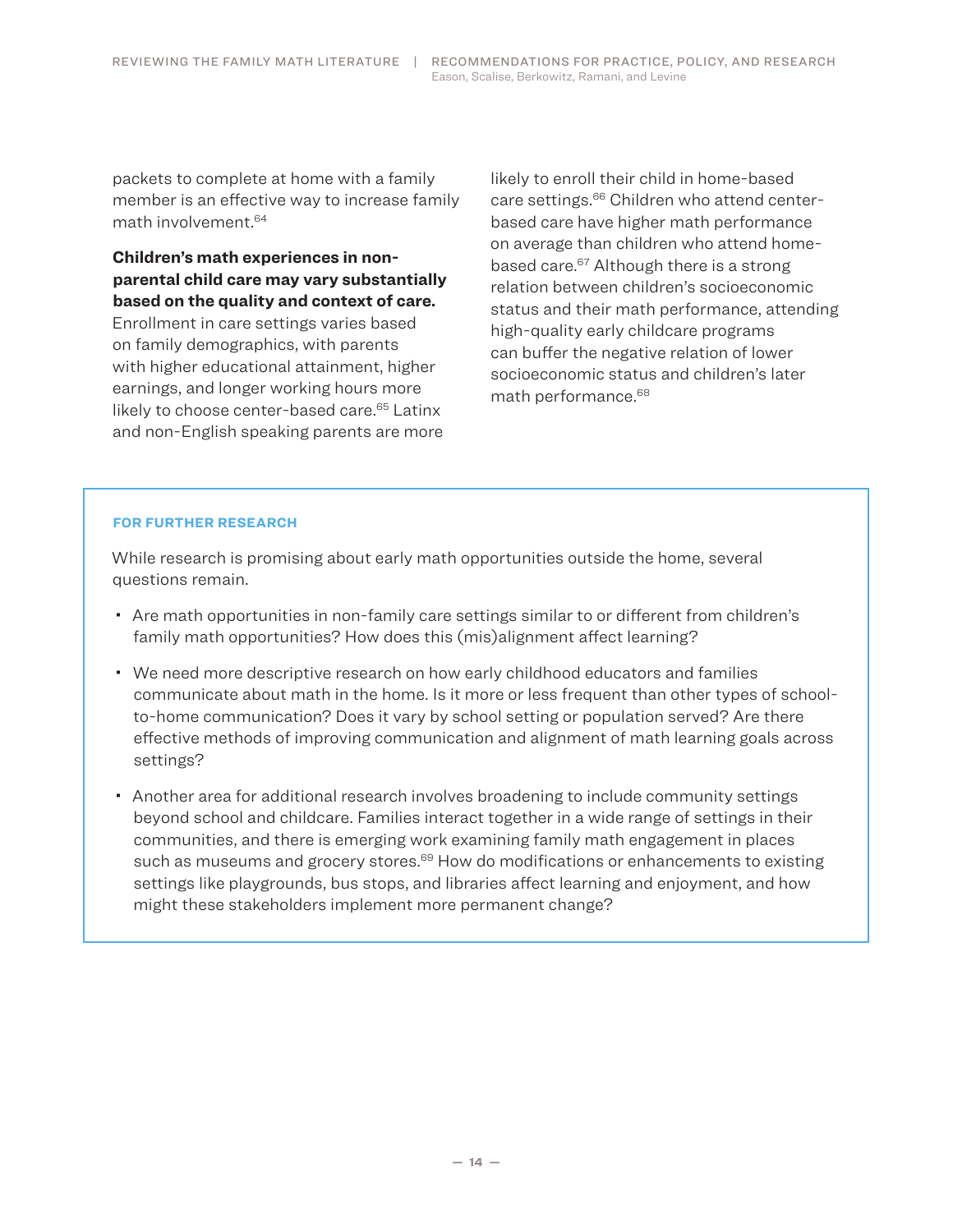packets to complete at home with a family member is an effective way to increase family math involvement.[64]

**Children's math experiences in non-parental child care may vary substantially based on the quality and context of care.** Enrollment in care settings varies based on family demographics, with parents with higher educational attainment, higher earnings, and longer working hours more likely to choose center-based care.[65] Latinx and non-English speaking parents are more likely to enroll their child in home-based care settings.[66] Children who attend center-based care have higher math performance on average than children who attend home-based care.[67] Although there is a strong relation between children's socioeconomic status and their math performance, attending high-quality early childcare programs can buffer the negative relation of lower socioeconomic status and children's later math performance.[68]

**FOR FURTHER RESEARCH**

While research is promising about early math opportunities outside the home, several questions remain.

- Are math opportunities in non-family care settings similar to or different from children's family math opportunities? How does this (mis)alignment affect learning?
- We need more descriptive research on how early childhood educators and families communicate about math in the home. Is it more or less frequent than other types of school-to-home communication? Does it vary by school setting or population served? Are there effective methods of improving communication and alignment of math learning goals across settings?
- Another area for additional research involves broadening to include community settings beyond school and childcare. Families interact together in a wide range of settings in their communities, and there is emerging work examining family math engagement in places such as museums and grocery stores.[69] How do modifications or enhancements to existing settings like playgrounds, bus stops, and libraries affect learning and enjoyment, and how might these stakeholders implement more permanent change?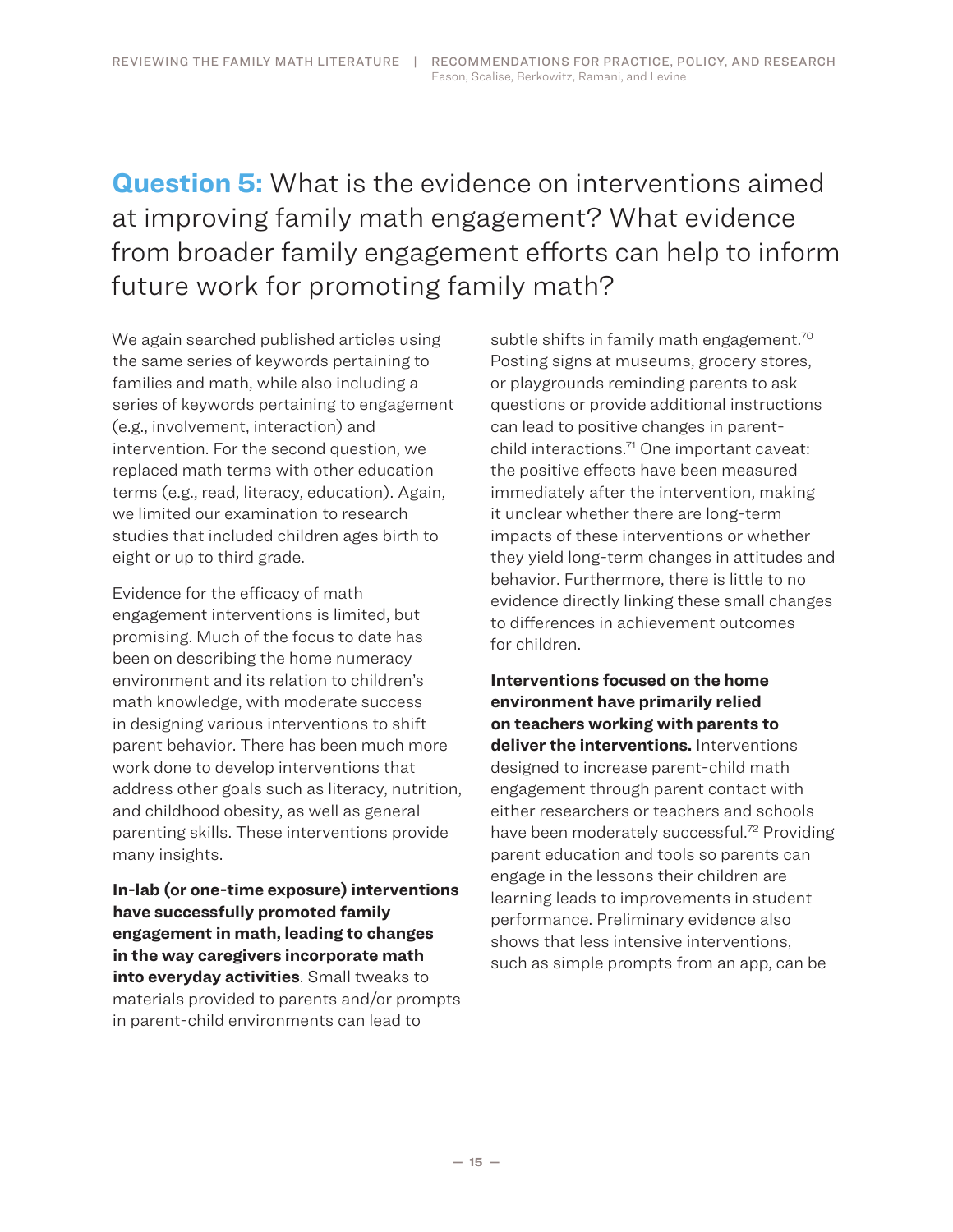## **Question 5:** What is the evidence on interventions aimed at improving family math engagement? What evidence from broader family engagement efforts can help to inform future work for promoting family math?

We again searched published articles using the same series of keywords pertaining to families and math, while also including a series of keywords pertaining to engagement (e.g., involvement, interaction) and intervention. For the second question, we replaced math terms with other education terms (e.g., read, literacy, education). Again, we limited our examination to research studies that included children ages birth to eight or up to third grade.

Evidence for the efficacy of math engagement interventions is limited, but promising. Much of the focus to date has been on describing the home numeracy environment and its relation to children's math knowledge, with moderate success in designing various interventions to shift parent behavior. There has been much more work done to develop interventions that address other goals such as literacy, nutrition, and childhood obesity, as well as general parenting skills. These interventions provide many insights.

**In-lab (or one-time exposure) interventions have successfully promoted family engagement in math, leading to changes in the way caregivers incorporate math into everyday activities**. Small tweaks to materials provided to parents and/or prompts in parent-child environments can lead to subtle shifts in family math engagement.[70] Posting signs at museums, grocery stores, or playgrounds reminding parents to ask questions or provide additional instructions can lead to positive changes in parent-child interactions.[71] One important caveat: the positive effects have been measured immediately after the intervention, making it unclear whether there are long-term impacts of these interventions or whether they yield long-term changes in attitudes and behavior. Furthermore, there is little to no evidence directly linking these small changes to differences in achievement outcomes for children.

**Interventions focused on the home environment have primarily relied on teachers working with parents to deliver the interventions.** Interventions designed to increase parent-child math engagement through parent contact with either researchers or teachers and schools have been moderately successful.[72] Providing parent education and tools so parents can engage in the lessons their children are learning leads to improvements in student performance. Preliminary evidence also shows that less intensive interventions, such as simple prompts from an app, can be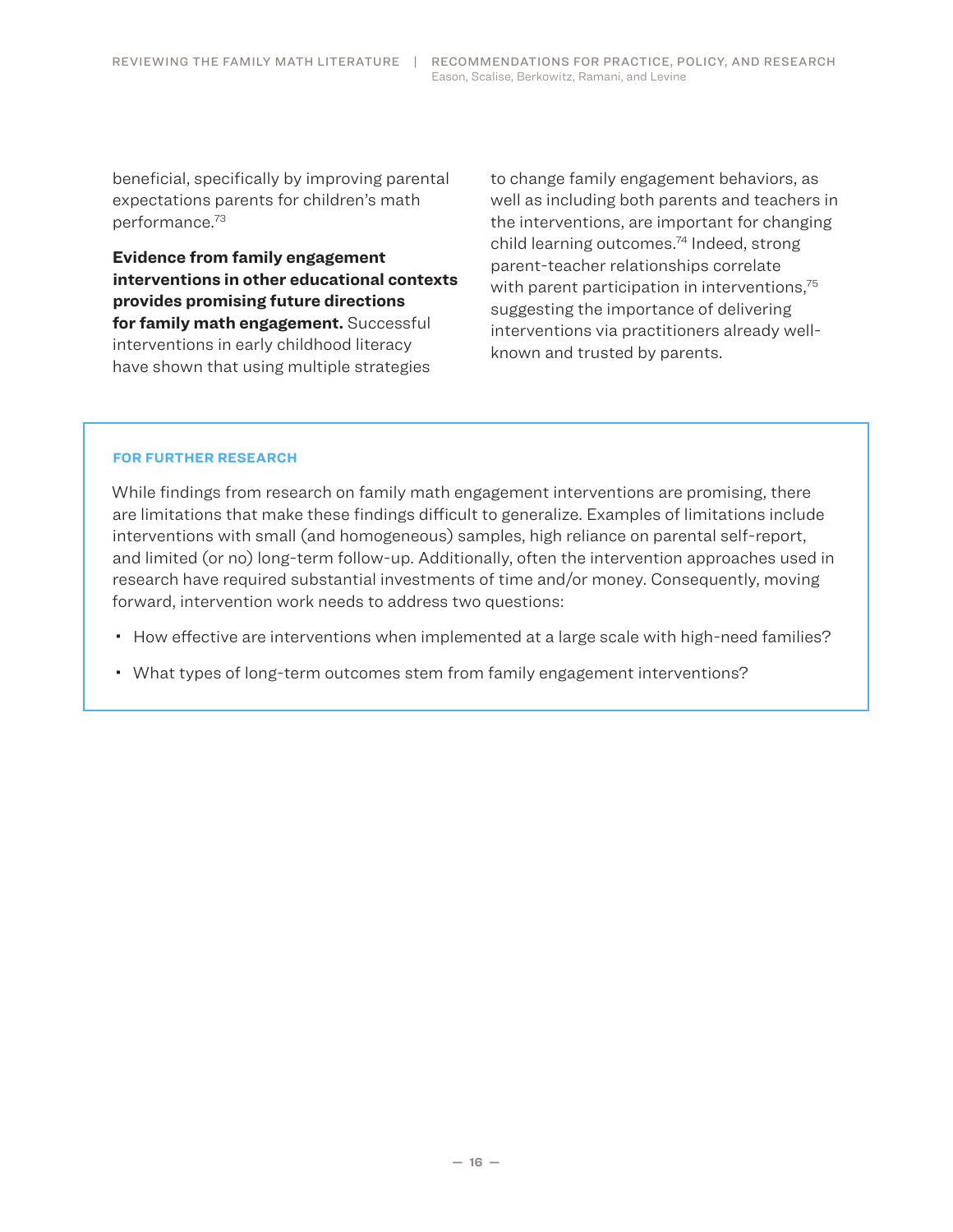beneficial, specifically by improving parental expectations parents for children's math performance.[73]

**Evidence from family engagement interventions in other educational contexts provides promising future directions for family math engagement.** Successful interventions in early childhood literacy have shown that using multiple strategies to change family engagement behaviors, as well as including both parents and teachers in the interventions, are important for changing child learning outcomes.[74] Indeed, strong parent-teacher relationships correlate with parent participation in interventions,[75] suggesting the importance of delivering interventions via practitioners already well-known and trusted by parents.

#### FOR FURTHER RESEARCH

While findings from research on family math engagement interventions are promising, there are limitations that make these findings difficult to generalize. Examples of limitations include interventions with small (and homogeneous) samples, high reliance on parental self-report, and limited (or no) long-term follow-up. Additionally, often the intervention approaches used in research have required substantial investments of time and/or money. Consequently, moving forward, intervention work needs to address two questions:

- How effective are interventions when implemented at a large scale with high-need families?
- What types of long-term outcomes stem from family engagement interventions?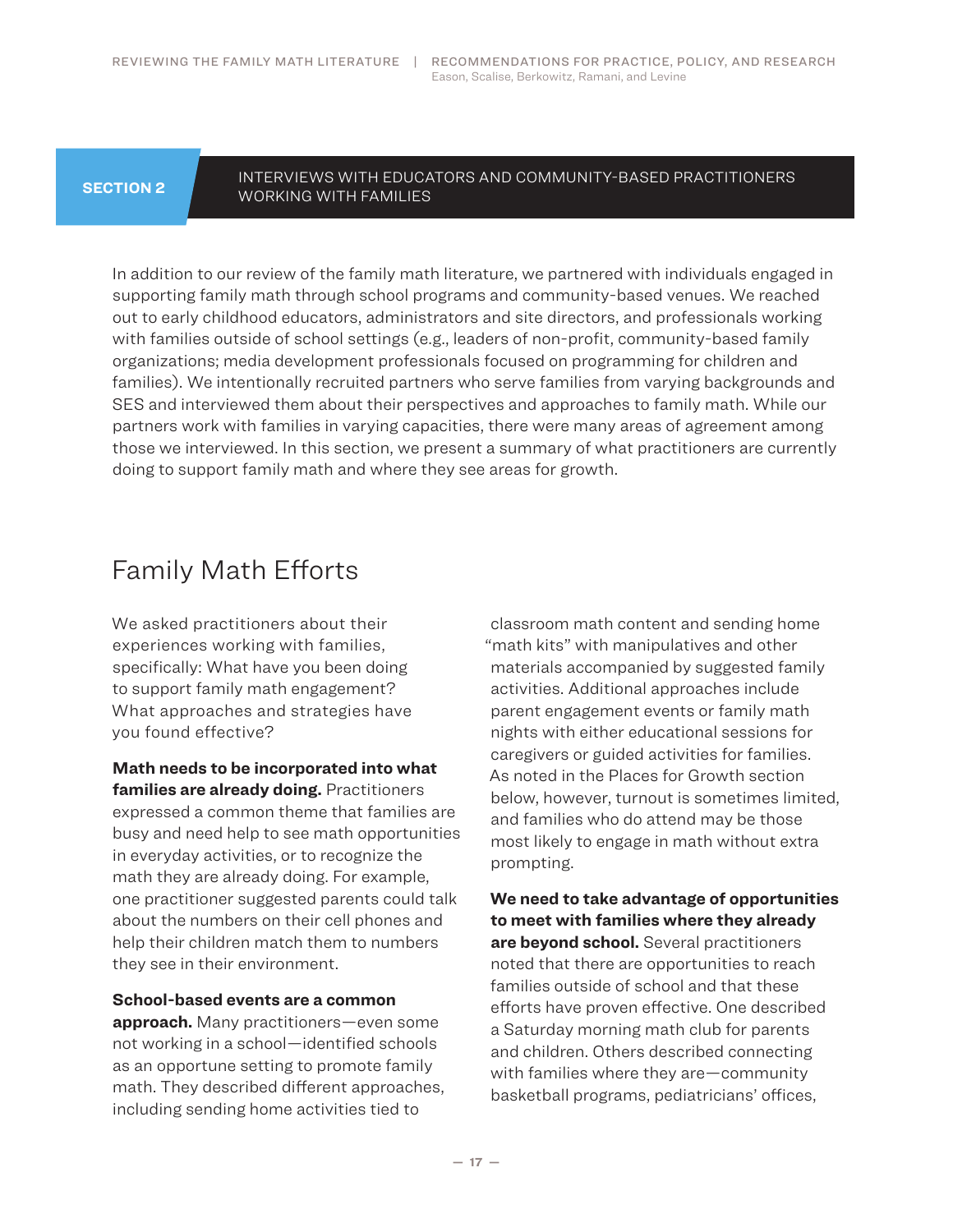## SECTION 2

## INTERVIEWS WITH EDUCATORS AND COMMUNITY-BASED PRACTITIONERS WORKING WITH FAMILIES

In addition to our review of the family math literature, we partnered with individuals engaged in supporting family math through school programs and community-based venues. We reached out to early childhood educators, administrators and site directors, and professionals working with families outside of school settings (e.g., leaders of non-profit, community-based family organizations; media development professionals focused on programming for children and families). We intentionally recruited partners who serve families from varying backgrounds and SES and interviewed them about their perspectives and approaches to family math. While our partners work with families in varying capacities, there were many areas of agreement among those we interviewed. In this section, we present a summary of what practitioners are currently doing to support family math and where they see areas for growth.

# Family Math Efforts

We asked practitioners about their experiences working with families, specifically: What have you been doing to support family math engagement? What approaches and strategies have you found effective?

**Math needs to be incorporated into what families are already doing.** Practitioners expressed a common theme that families are busy and need help to see math opportunities in everyday activities, or to recognize the math they are already doing. For example, one practitioner suggested parents could talk about the numbers on their cell phones and help their children match them to numbers they see in their environment.

**School-based events are a common approach.** Many practitioners—even some not working in a school—identified schools as an opportune setting to promote family math. They described different approaches, including sending home activities tied to classroom math content and sending home "math kits" with manipulatives and other materials accompanied by suggested family activities. Additional approaches include parent engagement events or family math nights with either educational sessions for caregivers or guided activities for families. As noted in the Places for Growth section below, however, turnout is sometimes limited, and families who do attend may be those most likely to engage in math without extra prompting.

**We need to take advantage of opportunities to meet with families where they already are beyond school.** Several practitioners noted that there are opportunities to reach families outside of school and that these efforts have proven effective. One described a Saturday morning math club for parents and children. Others described connecting with families where they are—community basketball programs, pediatricians' offices,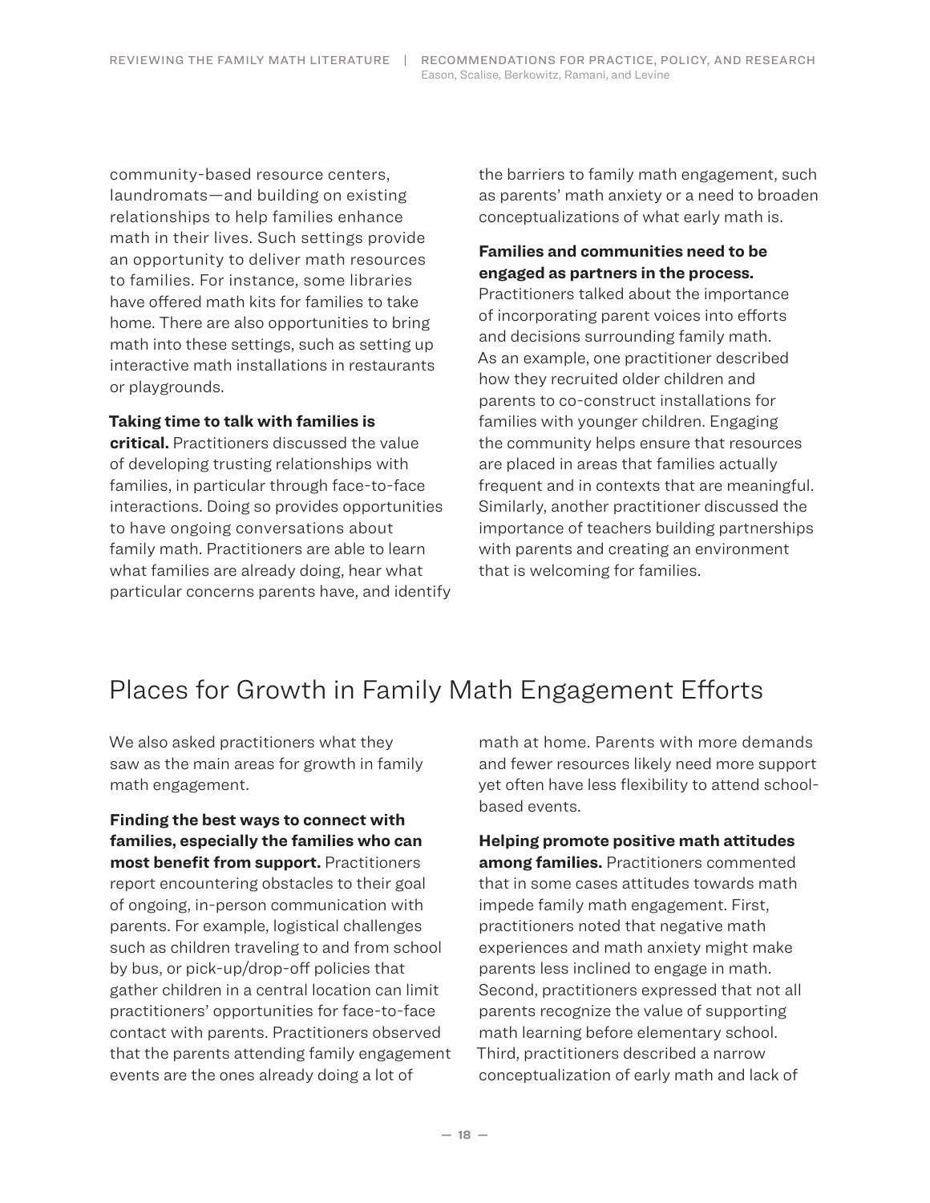community-based resource centers, laundromats—and building on existing relationships to help families enhance math in their lives. Such settings provide an opportunity to deliver math resources to families. For instance, some libraries have offered math kits for families to take home. There are also opportunities to bring math into these settings, such as setting up interactive math installations in restaurants or playgrounds.

**Taking time to talk with families is critical.** Practitioners discussed the value of developing trusting relationships with families, in particular through face-to-face interactions. Doing so provides opportunities to have ongoing conversations about family math. Practitioners are able to learn what families are already doing, hear what particular concerns parents have, and identify the barriers to family math engagement, such as parents' math anxiety or a need to broaden conceptualizations of what early math is.

**Families and communities need to be engaged as partners in the process.** Practitioners talked about the importance of incorporating parent voices into efforts and decisions surrounding family math. As an example, one practitioner described how they recruited older children and parents to co-construct installations for families with younger children. Engaging the community helps ensure that resources are placed in areas that families actually frequent and in contexts that are meaningful. Similarly, another practitioner discussed the importance of teachers building partnerships with parents and creating an environment that is welcoming for families.

## Places for Growth in Family Math Engagement Efforts

We also asked practitioners what they saw as the main areas for growth in family math engagement.

**Finding the best ways to connect with families, especially the families who can most benefit from support.** Practitioners report encountering obstacles to their goal of ongoing, in-person communication with parents. For example, logistical challenges such as children traveling to and from school by bus, or pick-up/drop-off policies that gather children in a central location can limit practitioners' opportunities for face-to-face contact with parents. Practitioners observed that the parents attending family engagement events are the ones already doing a lot of math at home. Parents with more demands and fewer resources likely need more support yet often have less flexibility to attend school-based events.

**Helping promote positive math attitudes among families.** Practitioners commented that in some cases attitudes towards math impede family math engagement. First, practitioners noted that negative math experiences and math anxiety might make parents less inclined to engage in math. Second, practitioners expressed that not all parents recognize the value of supporting math learning before elementary school. Third, practitioners described a narrow conceptualization of early math and lack of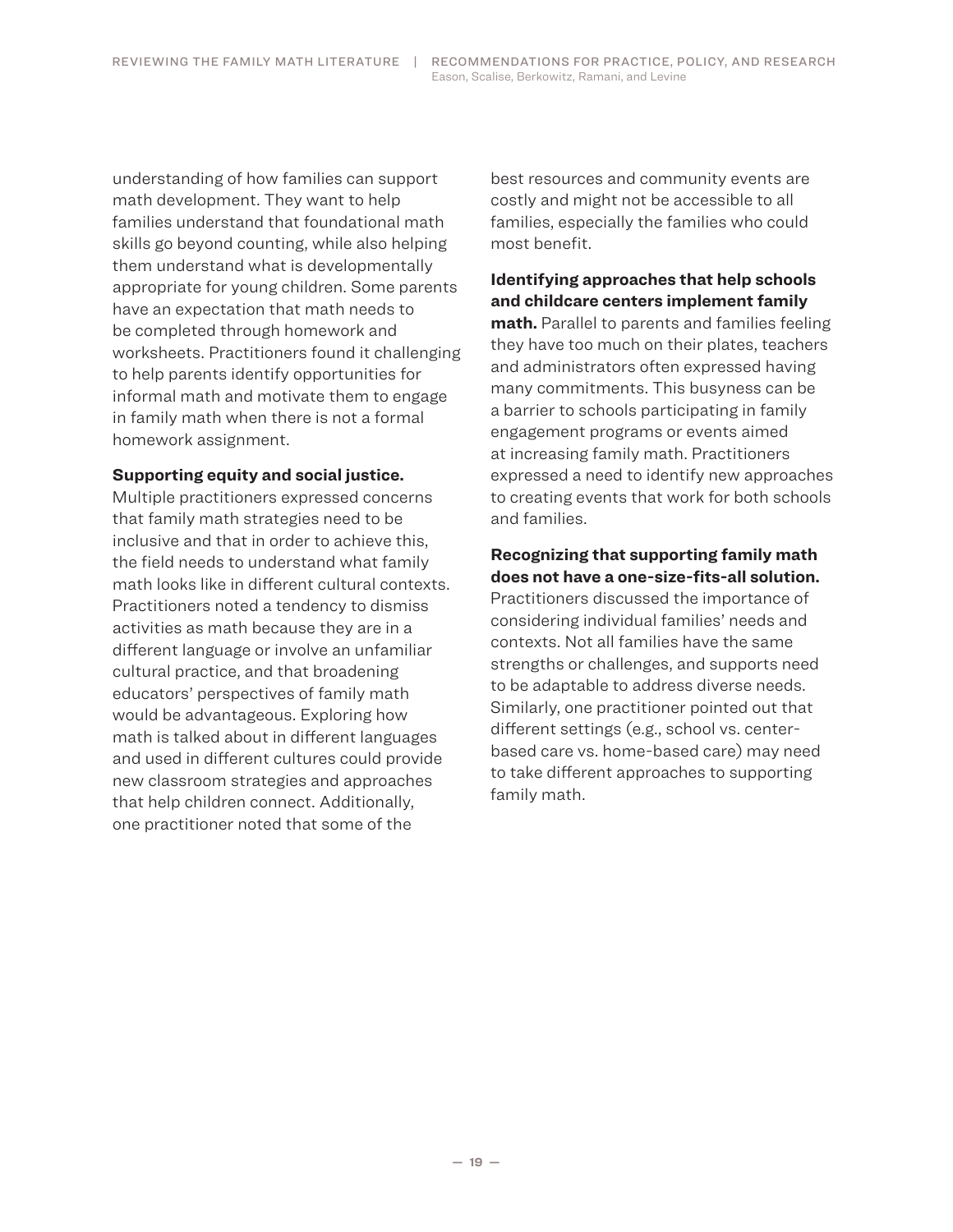understanding of how families can support math development. They want to help families understand that foundational math skills go beyond counting, while also helping them understand what is developmentally appropriate for young children. Some parents have an expectation that math needs to be completed through homework and worksheets. Practitioners found it challenging to help parents identify opportunities for informal math and motivate them to engage in family math when there is not a formal homework assignment.

**Supporting equity and social justice.** Multiple practitioners expressed concerns that family math strategies need to be inclusive and that in order to achieve this, the field needs to understand what family math looks like in different cultural contexts. Practitioners noted a tendency to dismiss activities as math because they are in a different language or involve an unfamiliar cultural practice, and that broadening educators' perspectives of family math would be advantageous. Exploring how math is talked about in different languages and used in different cultures could provide new classroom strategies and approaches that help children connect. Additionally, one practitioner noted that some of the best resources and community events are costly and might not be accessible to all families, especially the families who could most benefit.

**Identifying approaches that help schools and childcare centers implement family math.** Parallel to parents and families feeling they have too much on their plates, teachers and administrators often expressed having many commitments. This busyness can be a barrier to schools participating in family engagement programs or events aimed at increasing family math. Practitioners expressed a need to identify new approaches to creating events that work for both schools and families.

**Recognizing that supporting family math does not have a one-size-fits-all solution.** Practitioners discussed the importance of considering individual families' needs and contexts. Not all families have the same strengths or challenges, and supports need to be adaptable to address diverse needs. Similarly, one practitioner pointed out that different settings (e.g., school vs. center-based care vs. home-based care) may need to take different approaches to supporting family math.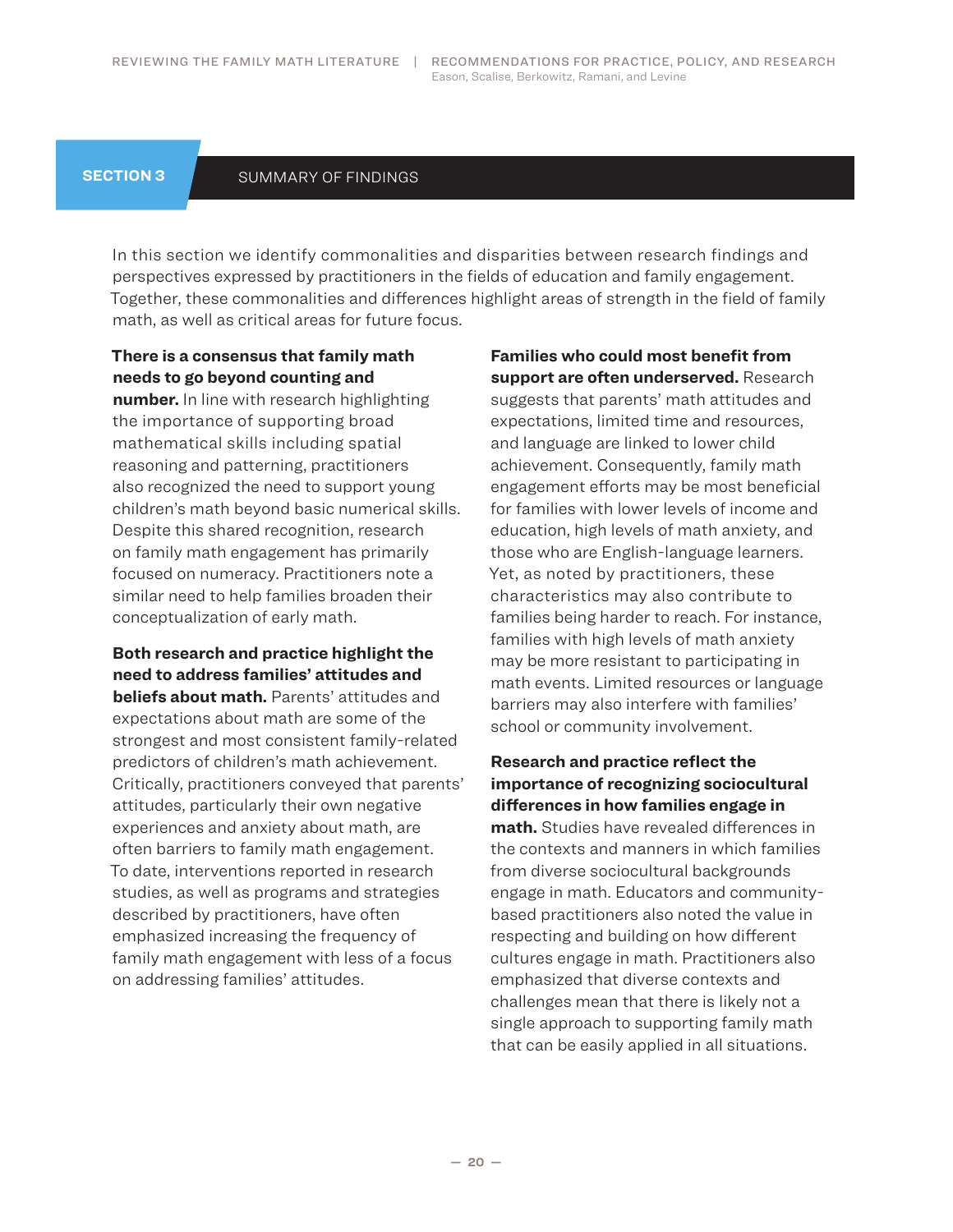## SECTION 3 SUMMARY OF FINDINGS

In this section we identify commonalities and disparities between research findings and perspectives expressed by practitioners in the fields of education and family engagement. Together, these commonalities and differences highlight areas of strength in the field of family math, as well as critical areas for future focus.

**There is a consensus that family math needs to go beyond counting and number.** In line with research highlighting the importance of supporting broad mathematical skills including spatial reasoning and patterning, practitioners also recognized the need to support young children's math beyond basic numerical skills. Despite this shared recognition, research on family math engagement has primarily focused on numeracy. Practitioners note a similar need to help families broaden their conceptualization of early math.

**Both research and practice highlight the need to address families' attitudes and beliefs about math.** Parents' attitudes and expectations about math are some of the strongest and most consistent family-related predictors of children's math achievement. Critically, practitioners conveyed that parents' attitudes, particularly their own negative experiences and anxiety about math, are often barriers to family math engagement. To date, interventions reported in research studies, as well as programs and strategies described by practitioners, have often emphasized increasing the frequency of family math engagement with less of a focus on addressing families' attitudes.

**Families who could most benefit from support are often underserved.** Research suggests that parents' math attitudes and expectations, limited time and resources, and language are linked to lower child achievement. Consequently, family math engagement efforts may be most beneficial for families with lower levels of income and education, high levels of math anxiety, and those who are English-language learners. Yet, as noted by practitioners, these characteristics may also contribute to families being harder to reach. For instance, families with high levels of math anxiety may be more resistant to participating in math events. Limited resources or language barriers may also interfere with families' school or community involvement.

**Research and practice reflect the importance of recognizing sociocultural differences in how families engage in math.** Studies have revealed differences in the contexts and manners in which families from diverse sociocultural backgrounds engage in math. Educators and community-based practitioners also noted the value in respecting and building on how different cultures engage in math. Practitioners also emphasized that diverse contexts and challenges mean that there is likely not a single approach to supporting family math that can be easily applied in all situations.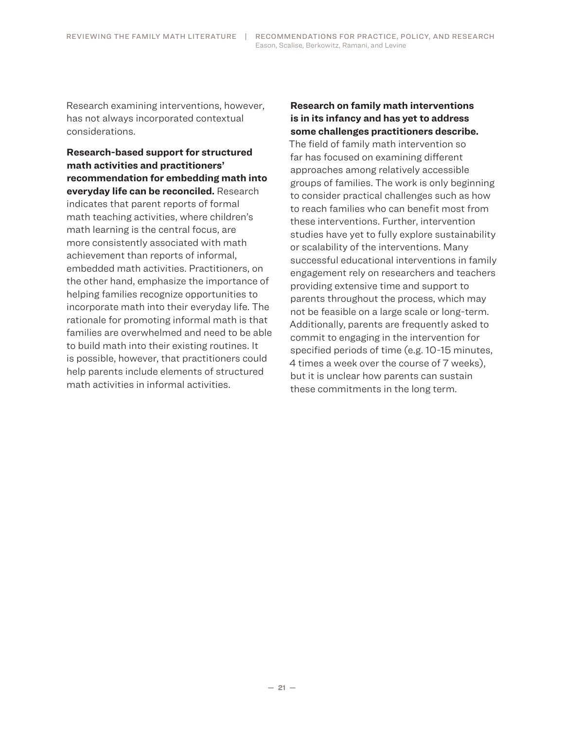Research examining interventions, however, has not always incorporated contextual considerations.

**Research-based support for structured math activities and practitioners' recommendation for embedding math into everyday life can be reconciled.** Research indicates that parent reports of formal math teaching activities, where children's math learning is the central focus, are more consistently associated with math achievement than reports of informal, embedded math activities. Practitioners, on the other hand, emphasize the importance of helping families recognize opportunities to incorporate math into their everyday life. The rationale for promoting informal math is that families are overwhelmed and need to be able to build math into their existing routines. It is possible, however, that practitioners could help parents include elements of structured math activities in informal activities.

**Research on family math interventions is in its infancy and has yet to address some challenges practitioners describe.** The field of family math intervention so far has focused on examining different approaches among relatively accessible groups of families. The work is only beginning to consider practical challenges such as how to reach families who can benefit most from these interventions. Further, intervention studies have yet to fully explore sustainability or scalability of the interventions. Many successful educational interventions in family engagement rely on researchers and teachers providing extensive time and support to parents throughout the process, which may not be feasible on a large scale or long-term. Additionally, parents are frequently asked to commit to engaging in the intervention for specified periods of time (e.g. 10-15 minutes, 4 times a week over the course of 7 weeks), but it is unclear how parents can sustain these commitments in the long term.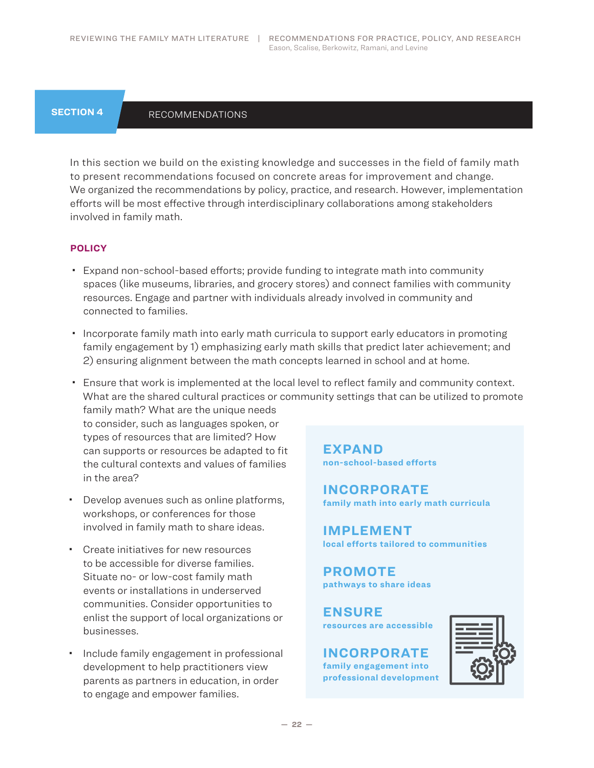## SECTION 4 RECOMMENDATIONS

In this section we build on the existing knowledge and successes in the field of family math to present recommendations focused on concrete areas for improvement and change. We organized the recommendations by policy, practice, and research. However, implementation efforts will be most effective through interdisciplinary collaborations among stakeholders involved in family math.

### POLICY

- Expand non-school-based efforts; provide funding to integrate math into community spaces (like museums, libraries, and grocery stores) and connect families with community resources. Engage and partner with individuals already involved in community and connected to families.
- Incorporate family math into early math curricula to support early educators in promoting family engagement by 1) emphasizing early math skills that predict later achievement; and 2) ensuring alignment between the math concepts learned in school and at home.
- Ensure that work is implemented at the local level to reflect family and community context. What are the shared cultural practices or community settings that can be utilized to promote family math? What are the unique needs to consider, such as languages spoken, or types of resources that are limited? How can supports or resources be adapted to fit the cultural contexts and values of families in the area?
- Develop avenues such as online platforms, workshops, or conferences for those involved in family math to share ideas.
- Create initiatives for new resources to be accessible for diverse families. Situate no- or low-cost family math events or installations in underserved communities. Consider opportunities to enlist the support of local organizations or businesses.
- Include family engagement in professional development to help practitioners view parents as partners in education, in order to engage and empower families.

**EXPAND**
non-school-based efforts

**INCORPORATE**
family math into early math curricula

**IMPLEMENT**
local efforts tailored to communities

**PROMOTE**
pathways to share ideas

**ENSURE**
resources are accessible

**INCORPORATE**
family engagement into professional development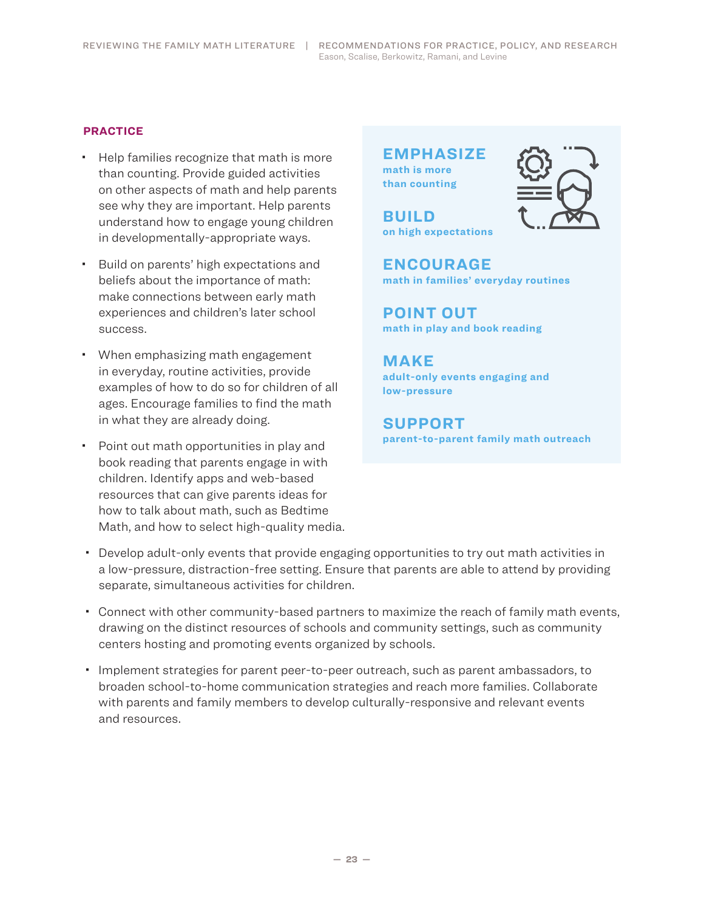## PRACTICE

- Help families recognize that math is more than counting. Provide guided activities on other aspects of math and help parents see why they are important. Help parents understand how to engage young children in developmentally-appropriate ways.
- Build on parents' high expectations and beliefs about the importance of math: make connections between early math experiences and children's later school success.
- When emphasizing math engagement in everyday, routine activities, provide examples of how to do so for children of all ages. Encourage families to find the math in what they are already doing.
- Point out math opportunities in play and book reading that parents engage in with children. Identify apps and web-based resources that can give parents ideas for how to talk about math, such as Bedtime Math, and how to select high-quality media.
- Develop adult-only events that provide engaging opportunities to try out math activities in a low-pressure, distraction-free setting. Ensure that parents are able to attend by providing separate, simultaneous activities for children.
- Connect with other community-based partners to maximize the reach of family math events, drawing on the distinct resources of schools and community settings, such as community centers hosting and promoting events organized by schools.
- Implement strategies for parent peer-to-peer outreach, such as parent ambassadors, to broaden school-to-home communication strategies and reach more families. Collaborate with parents and family members to develop culturally-responsive and relevant events and resources.

**EMPHASIZE**
**math is more than counting**

**BUILD**
**on high expectations**

**ENCOURAGE**
**math in families' everyday routines**

**POINT OUT**
**math in play and book reading**

**MAKE**
**adult-only events engaging and low-pressure**

**SUPPORT**
**parent-to-parent family math outreach**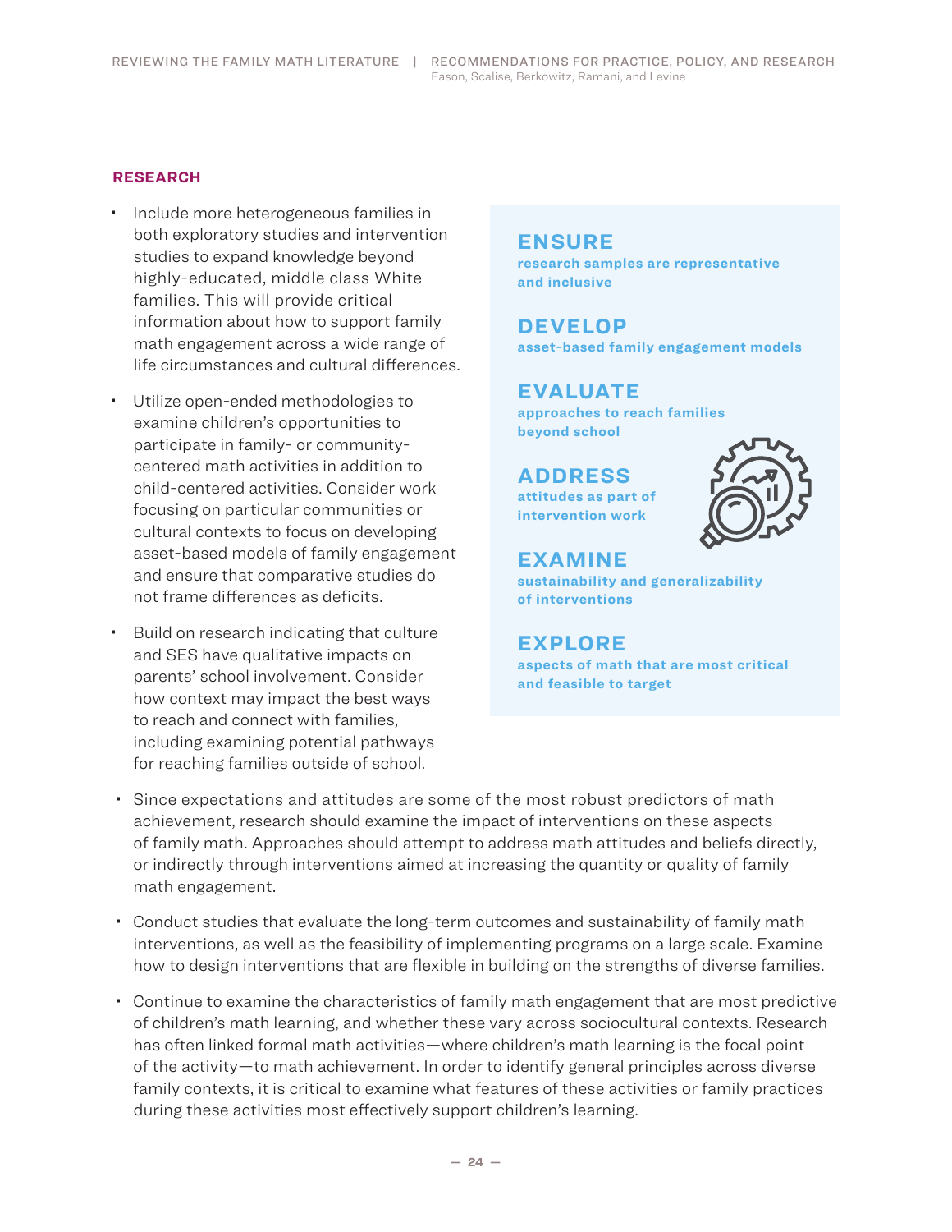## RESEARCH

- Include more heterogeneous families in both exploratory studies and intervention studies to expand knowledge beyond highly-educated, middle class White families. This will provide critical information about how to support family math engagement across a wide range of life circumstances and cultural differences.
- Utilize open-ended methodologies to examine children's opportunities to participate in family- or community-centered math activities in addition to child-centered activities. Consider work focusing on particular communities or cultural contexts to focus on developing asset-based models of family engagement and ensure that comparative studies do not frame differences as deficits.
- Build on research indicating that culture and SES have qualitative impacts on parents' school involvement. Consider how context may impact the best ways to reach and connect with families, including examining potential pathways for reaching families outside of school.
- Since expectations and attitudes are some of the most robust predictors of math achievement, research should examine the impact of interventions on these aspects of family math. Approaches should attempt to address math attitudes and beliefs directly, or indirectly through interventions aimed at increasing the quantity or quality of family math engagement.
- Conduct studies that evaluate the long-term outcomes and sustainability of family math interventions, as well as the feasibility of implementing programs on a large scale. Examine how to design interventions that are flexible in building on the strengths of diverse families.
- Continue to examine the characteristics of family math engagement that are most predictive of children's math learning, and whether these vary across sociocultural contexts. Research has often linked formal math activities—where children's math learning is the focal point of the activity—to math achievement. In order to identify general principles across diverse family contexts, it is critical to examine what features of these activities or family practices during these activities most effectively support children's learning.

**ENSURE**
research samples are representative and inclusive

**DEVELOP**
asset-based family engagement models

**EVALUATE**
approaches to reach families beyond school

**ADDRESS**
attitudes as part of intervention work

**EXAMINE**
sustainability and generalizability of interventions

**EXPLORE**
aspects of math that are most critical and feasible to target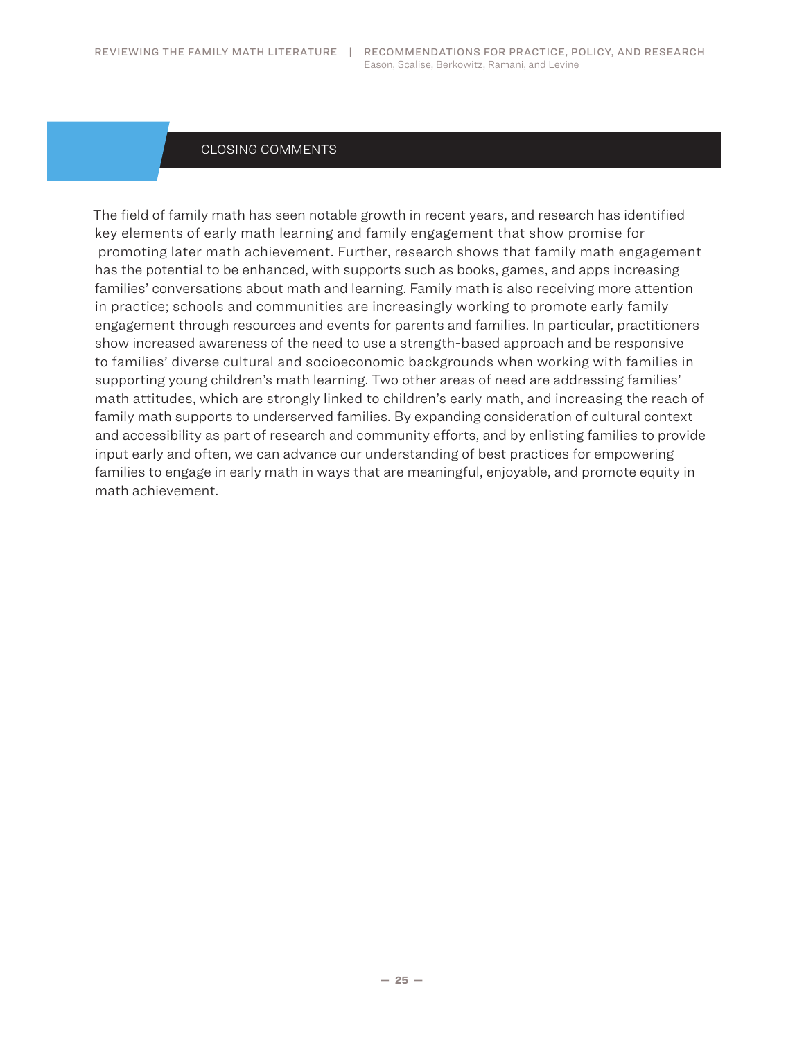## CLOSING COMMENTS

The field of family math has seen notable growth in recent years, and research has identified key elements of early math learning and family engagement that show promise for promoting later math achievement. Further, research shows that family math engagement has the potential to be enhanced, with supports such as books, games, and apps increasing families' conversations about math and learning. Family math is also receiving more attention in practice; schools and communities are increasingly working to promote early family engagement through resources and events for parents and families. In particular, practitioners show increased awareness of the need to use a strength-based approach and be responsive to families' diverse cultural and socioeconomic backgrounds when working with families in supporting young children's math learning. Two other areas of need are addressing families' math attitudes, which are strongly linked to children's early math, and increasing the reach of family math supports to underserved families. By expanding consideration of cultural context and accessibility as part of research and community efforts, and by enlisting families to provide input early and often, we can advance our understanding of best practices for empowering families to engage in early math in ways that are meaningful, enjoyable, and promote equity in math achievement.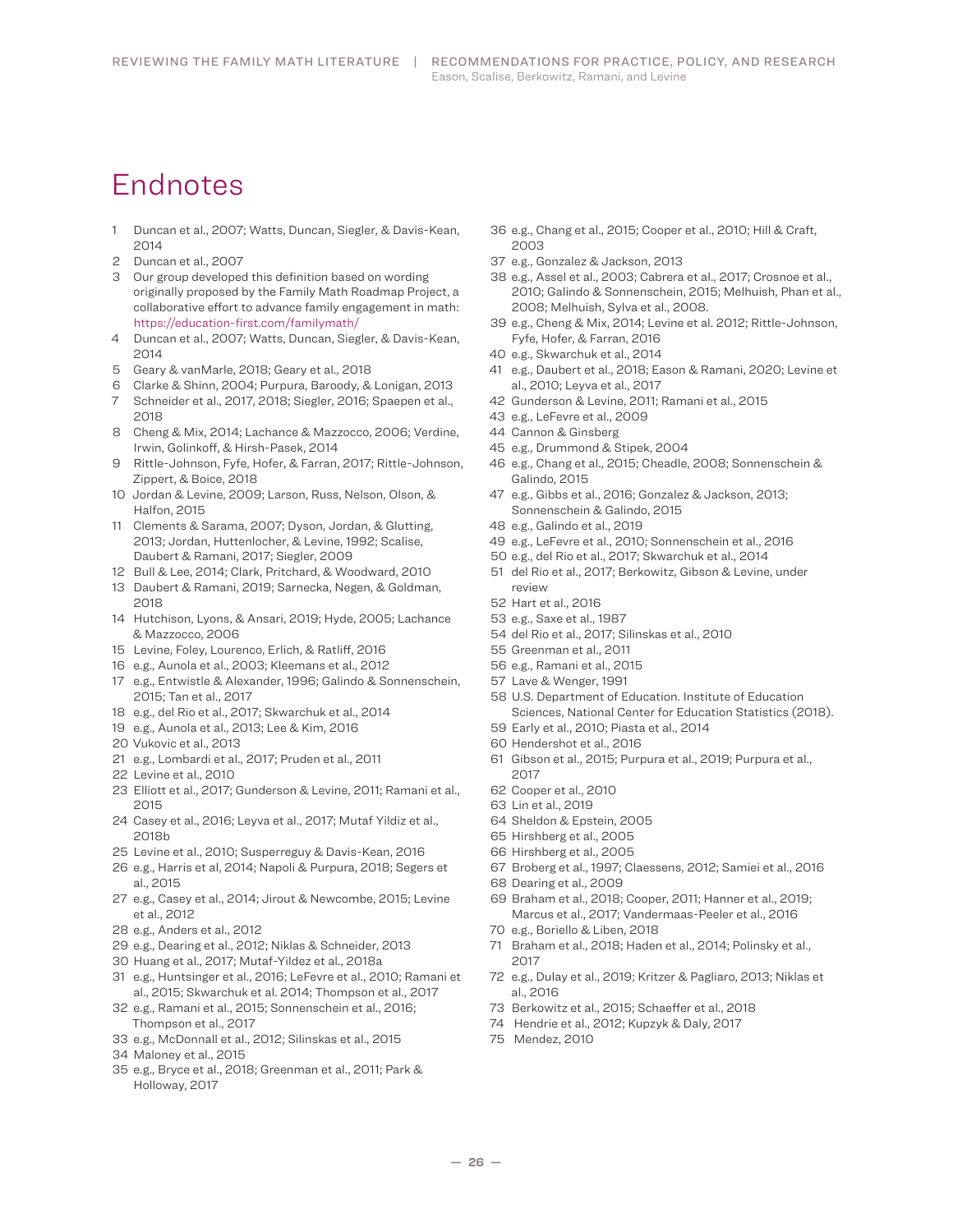# Endnotes

1. Duncan et al., 2007; Watts, Duncan, Siegler, & Davis-Kean, 2014
2. Duncan et al., 2007
3. Our group developed this definition based on wording originally proposed by the Family Math Roadmap Project, a collaborative effort to advance family engagement in math: https://education-first.com/familymath/
4. Duncan et al., 2007; Watts, Duncan, Siegler, & Davis-Kean, 2014
5. Geary & vanMarle, 2018; Geary et al., 2018
6. Clarke & Shinn, 2004; Purpura, Baroody, & Lonigan, 2013
7. Schneider et al., 2017, 2018; Siegler, 2016; Spaepen et al., 2018
8. Cheng & Mix, 2014; Lachance & Mazzocco, 2006; Verdine, Irwin, Golinkoff, & Hirsh-Pasek, 2014
9. Rittle-Johnson, Fyfe, Hofer, & Farran, 2017; Rittle-Johnson, Zippert, & Boice, 2018
10. Jordan & Levine, 2009; Larson, Russ, Nelson, Olson, & Halfon, 2015
11. Clements & Sarama, 2007; Dyson, Jordan, & Glutting, 2013; Jordan, Huttenlocher, & Levine, 1992; Scalise, Daubert & Ramani, 2017; Siegler, 2009
12. Bull & Lee, 2014; Clark, Pritchard, & Woodward, 2010
13. Daubert & Ramani, 2019; Sarnecka, Negen, & Goldman, 2018
14. Hutchison, Lyons, & Ansari, 2019; Hyde, 2005; Lachance & Mazzocco, 2006
15. Levine, Foley, Lourenco, Erlich, & Ratliff, 2016
16. e.g., Aunola et al., 2003; Kleemans et al., 2012
17. e.g., Entwistle & Alexander, 1996; Galindo & Sonnenschein, 2015; Tan et al., 2017
18. e.g., del Rio et al., 2017; Skwarchuk et al., 2014
19. e.g., Aunola et al., 2013; Lee & Kim, 2016
20. Vukovic et al., 2013
21. e.g., Lombardi et al., 2017; Pruden et al., 2011
22. Levine et al., 2010
23. Elliott et al., 2017; Gunderson & Levine, 2011; Ramani et al., 2015
24. Casey et al., 2016; Leyva et al., 2017; Mutaf Yildiz et al., 2018b
25. Levine et al., 2010; Susperreguy & Davis-Kean, 2016
26. e.g., Harris et al, 2014; Napoli & Purpura, 2018; Segers et al., 2015
27. e.g., Casey et al., 2014; Jirout & Newcombe, 2015; Levine et al., 2012
28. e.g., Anders et al., 2012
29. e.g., Dearing et al., 2012; Niklas & Schneider, 2013
30. Huang et al., 2017; Mutaf-Yildez et al., 2018a
31. e.g., Huntsinger et al., 2016; LeFevre et al., 2010; Ramani et al., 2015; Skwarchuk et al. 2014; Thompson et al., 2017
32. e.g., Ramani et al., 2015; Sonnenschein et al., 2016; Thompson et al., 2017
33. e.g., McDonnall et al., 2012; Silinskas et al., 2015
34. Maloney et al., 2015
35. e.g., Bryce et al., 2018; Greenman et al., 2011; Park & Holloway, 2017
36. e.g., Chang et al., 2015; Cooper et al., 2010; Hill & Craft, 2003
37. e.g., Gonzalez & Jackson, 2013
38. e.g., Assel et al., 2003; Cabrera et al., 2017; Crosnoe et al., 2010; Galindo & Sonnenschein, 2015; Melhuish, Phan et al., 2008; Melhuish, Sylva et al., 2008.
39. e.g., Cheng & Mix, 2014; Levine et al. 2012; Rittle-Johnson, Fyfe, Hofer, & Farran, 2016
40. e.g., Skwarchuk et al., 2014
41. e.g., Daubert et al., 2018; Eason & Ramani, 2020; Levine et al., 2010; Leyva et al., 2017
42. Gunderson & Levine, 2011; Ramani et al., 2015
43. e.g., LeFevre et al., 2009
44. Cannon & Ginsberg
45. e.g., Drummond & Stipek, 2004
46. e.g., Chang et al., 2015; Cheadle, 2008; Sonnenschein & Galindo, 2015
47. e.g., Gibbs et al., 2016; Gonzalez & Jackson, 2013; Sonnenschein & Galindo, 2015
48. e.g., Galindo et al., 2019
49. e.g., LeFevre et al., 2010; Sonnenschein et al., 2016
50. e.g., del Rio et al., 2017; Skwarchuk et al., 2014
51. del Rio et al., 2017; Berkowitz, Gibson & Levine, under review
52. Hart et al., 2016
53. e.g., Saxe et al., 1987
54. del Rio et al., 2017; Silinskas et al., 2010
55. Greenman et al., 2011
56. e.g., Ramani et al., 2015
57. Lave & Wenger, 1991
58. U.S. Department of Education. Institute of Education Sciences, National Center for Education Statistics (2018).
59. Early et al., 2010; Piasta et al., 2014
60. Hendershot et al., 2016
61. Gibson et al., 2015; Purpura et al., 2019; Purpura et al., 2017
62. Cooper et al., 2010
63. Lin et al., 2019
64. Sheldon & Epstein, 2005
65. Hirshberg et al., 2005
66. Hirshberg et al., 2005
67. Broberg et al., 1997; Claessens, 2012; Samiei et al., 2016
68. Dearing et al., 2009
69. Braham et al., 2018; Cooper, 2011; Hanner et al., 2019; Marcus et al., 2017; Vandermaas-Peeler et al., 2016
70. e.g., Boriello & Liben, 2018
71. Braham et al., 2018; Haden et al., 2014; Polinsky et al., 2017
72. e.g., Dulay et al., 2019; Kritzer & Pagliaro, 2013; Niklas et al., 2016
73. Berkowitz et al., 2015; Schaeffer et al., 2018
74. Hendrie et al., 2012; Kupzyk & Daly, 2017
75. Mendez, 2010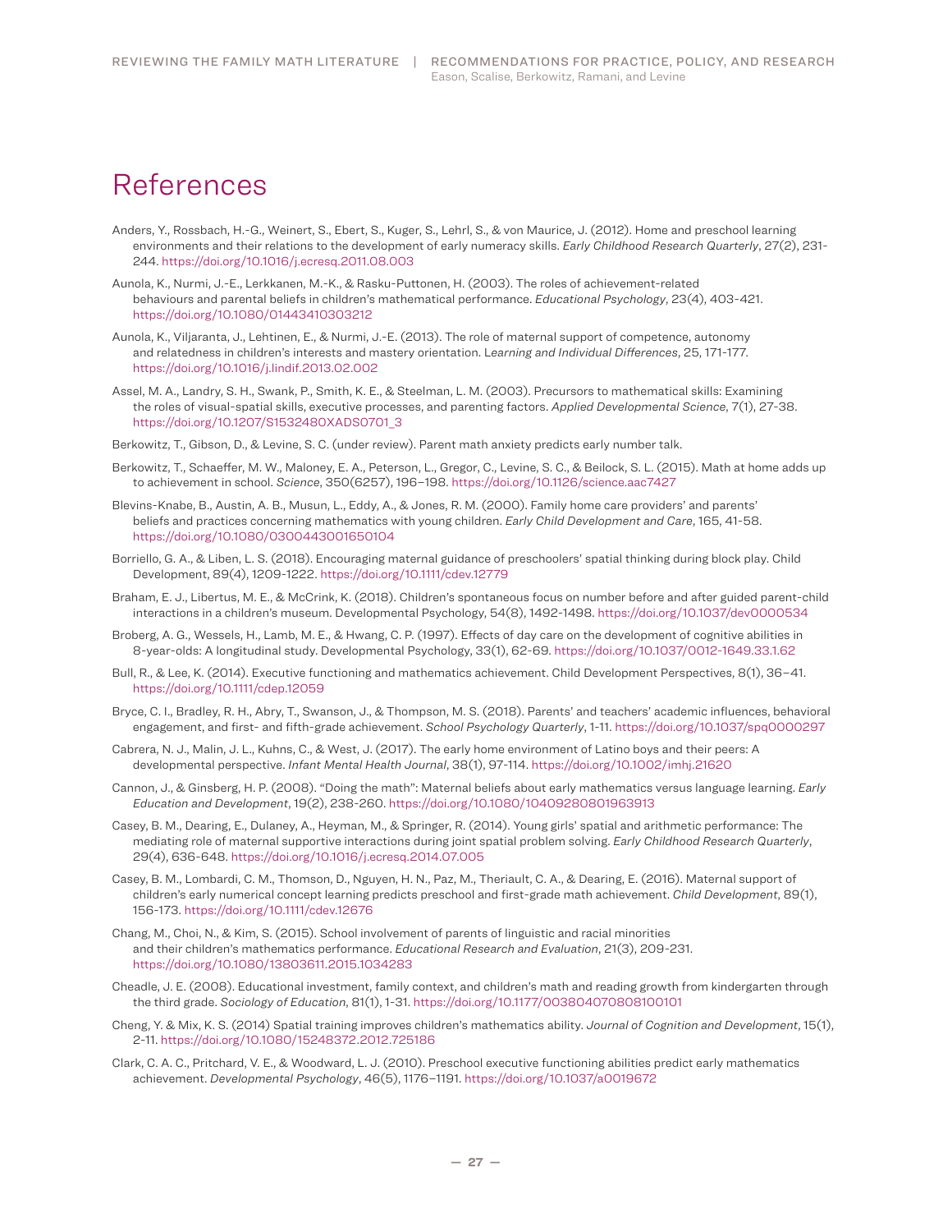# References

Anders, Y., Rossbach, H.-G., Weinert, S., Ebert, S., Kuger, S., Lehrl, S., & von Maurice, J. (2012). Home and preschool learning environments and their relations to the development of early numeracy skills. *Early Childhood Research Quarterly*, 27(2), 231-244. https://doi.org/10.1016/j.ecresq.2011.08.003

Aunola, K., Nurmi, J.-E., Lerkkanen, M.-K., & Rasku-Puttonen, H. (2003). The roles of achievement-related behaviours and parental beliefs in children's mathematical performance. *Educational Psychology*, 23(4), 403-421. https://doi.org/10.1080/01443410303212

Aunola, K., Viljaranta, J., Lehtinen, E., & Nurmi, J.-E. (2013). The role of maternal support of competence, autonomy and relatedness in children's interests and mastery orientation. *Learning and Individual Differences*, 25, 171-177. https://doi.org/10.1016/j.lindif.2013.02.002

Assel, M. A., Landry, S. H., Swank, P., Smith, K. E., & Steelman, L. M. (2003). Precursors to mathematical skills: Examining the roles of visual-spatial skills, executive processes, and parenting factors. *Applied Developmental Science*, 7(1), 27-38. https://doi.org/10.1207/S1532480XADS0701_3

Berkowitz, T., Gibson, D., & Levine, S. C. (under review). Parent math anxiety predicts early number talk.

Berkowitz, T., Schaeffer, M. W., Maloney, E. A., Peterson, L., Gregor, C., Levine, S. C., & Beilock, S. L. (2015). Math at home adds up to achievement in school. *Science*, 350(6257), 196–198. https://doi.org/10.1126/science.aac7427

Blevins-Knabe, B., Austin, A. B., Musun, L., Eddy, A., & Jones, R. M. (2000). Family home care providers' and parents' beliefs and practices concerning mathematics with young children. *Early Child Development and Care*, 165, 41-58. https://doi.org/10.1080/0300443001650104

Borriello, G. A., & Liben, L. S. (2018). Encouraging maternal guidance of preschoolers' spatial thinking during block play. Child Development, 89(4), 1209-1222. https://doi.org/10.1111/cdev.12779

Braham, E. J., Libertus, M. E., & McCrink, K. (2018). Children's spontaneous focus on number before and after guided parent-child interactions in a children's museum. Developmental Psychology, 54(8), 1492-1498. https://doi.org/10.1037/dev0000534

Broberg, A. G., Wessels, H., Lamb, M. E., & Hwang, C. P. (1997). Effects of day care on the development of cognitive abilities in 8-year-olds: A longitudinal study. Developmental Psychology, 33(1), 62-69. https://doi.org/10.1037/0012-1649.33.1.62

Bull, R., & Lee, K. (2014). Executive functioning and mathematics achievement. Child Development Perspectives, 8(1), 36–41. https://doi.org/10.1111/cdep.12059

Bryce, C. I., Bradley, R. H., Abry, T., Swanson, J., & Thompson, M. S. (2018). Parents' and teachers' academic influences, behavioral engagement, and first- and fifth-grade achievement. *School Psychology Quarterly*, 1-11. https://doi.org/10.1037/spq0000297

Cabrera, N. J., Malin, J. L., Kuhns, C., & West, J. (2017). The early home environment of Latino boys and their peers: A developmental perspective. *Infant Mental Health Journal*, 38(1), 97-114. https://doi.org/10.1002/imhj.21620

Cannon, J., & Ginsberg, H. P. (2008). "Doing the math": Maternal beliefs about early mathematics versus language learning. *Early Education and Development*, 19(2), 238-260. https://doi.org/10.1080/10409280801963913

Casey, B. M., Dearing, E., Dulaney, A., Heyman, M., & Springer, R. (2014). Young girls' spatial and arithmetic performance: The mediating role of maternal supportive interactions during joint spatial problem solving. *Early Childhood Research Quarterly*, 29(4), 636-648. https://doi.org/10.1016/j.ecresq.2014.07.005

Casey, B. M., Lombardi, C. M., Thomson, D., Nguyen, H. N., Paz, M., Theriault, C. A., & Dearing, E. (2016). Maternal support of children's early numerical concept learning predicts preschool and first-grade math achievement. *Child Development*, 89(1), 156-173. https://doi.org/10.1111/cdev.12676

Chang, M., Choi, N., & Kim, S. (2015). School involvement of parents of linguistic and racial minorities and their children's mathematics performance. *Educational Research and Evaluation*, 21(3), 209-231. https://doi.org/10.1080/13803611.2015.1034283

Cheadle, J. E. (2008). Educational investment, family context, and children's math and reading growth from kindergarten through the third grade. *Sociology of Education*, 81(1), 1-31. https://doi.org/10.1177/003804070808100101

Cheng, Y. & Mix, K. S. (2014) Spatial training improves children's mathematics ability. *Journal of Cognition and Development*, 15(1), 2-11. https://doi.org/10.1080/15248372.2012.725186

Clark, C. A. C., Pritchard, V. E., & Woodward, L. J. (2010). Preschool executive functioning abilities predict early mathematics achievement. *Developmental Psychology*, 46(5), 1176–1191. https://doi.org/10.1037/a0019672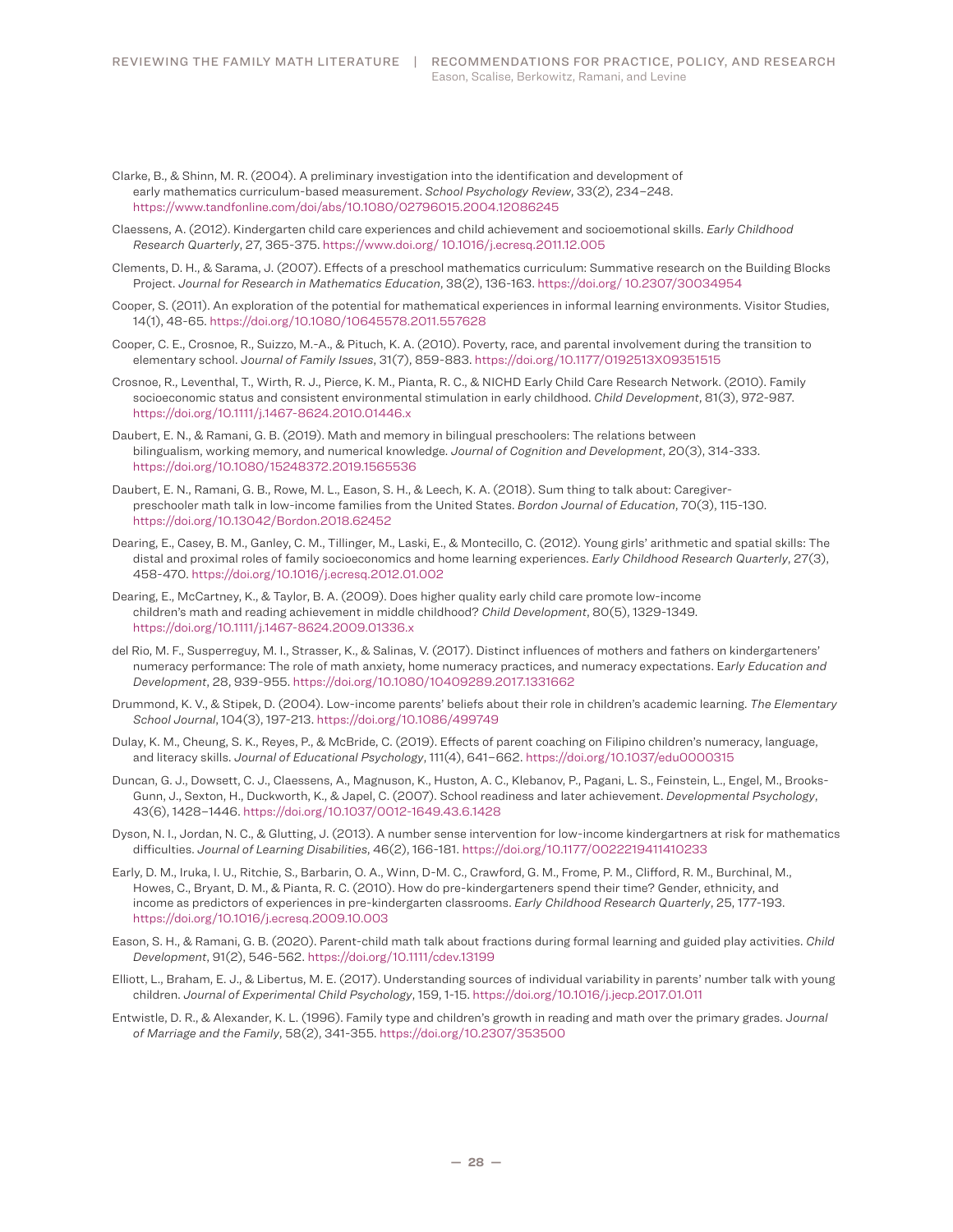Clarke, B., & Shinn, M. R. (2004). A preliminary investigation into the identification and development of early mathematics curriculum-based measurement. *School Psychology Review*, 33(2), 234–248. https://www.tandfonline.com/doi/abs/10.1080/02796015.2004.12086245

Claessens, A. (2012). Kindergarten child care experiences and child achievement and socioemotional skills. *Early Childhood Research Quarterly*, 27, 365-375. https://www.doi.org/ 10.1016/j.ecresq.2011.12.005

Clements, D. H., & Sarama, J. (2007). Effects of a preschool mathematics curriculum: Summative research on the Building Blocks Project. *Journal for Research in Mathematics Education*, 38(2), 136-163. https://doi.org/ 10.2307/30034954

Cooper, S. (2011). An exploration of the potential for mathematical experiences in informal learning environments. Visitor Studies, 14(1), 48-65. https://doi.org/10.1080/10645578.2011.557628

Cooper, C. E., Crosnoe, R., Suizzo, M.-A., & Pituch, K. A. (2010). Poverty, race, and parental involvement during the transition to elementary school. J*ournal of Family Issues*, 31(7), 859-883. https://doi.org/10.1177/0192513X09351515

Crosnoe, R., Leventhal, T., Wirth, R. J., Pierce, K. M., Pianta, R. C., & NICHD Early Child Care Research Network. (2010). Family socioeconomic status and consistent environmental stimulation in early childhood. *Child Development*, 81(3), 972-987. https://doi.org/10.1111/j.1467-8624.2010.01446.x

Daubert, E. N., & Ramani, G. B. (2019). Math and memory in bilingual preschoolers: The relations between bilingualism, working memory, and numerical knowledge. *Journal of Cognition and Development*, 20(3), 314-333. https://doi.org/10.1080/15248372.2019.1565536

Daubert, E. N., Ramani, G. B., Rowe, M. L., Eason, S. H., & Leech, K. A. (2018). Sum thing to talk about: Caregiver-preschooler math talk in low-income families from the United States. *Bordon Journal of Education*, 70(3), 115-130. https://doi.org/10.13042/Bordon.2018.62452

Dearing, E., Casey, B. M., Ganley, C. M., Tillinger, M., Laski, E., & Montecillo, C. (2012). Young girls' arithmetic and spatial skills: The distal and proximal roles of family socioeconomics and home learning experiences. *Early Childhood Research Quarterly*, 27(3), 458-470. https://doi.org/10.1016/j.ecresq.2012.01.002

Dearing, E., McCartney, K., & Taylor, B. A. (2009). Does higher quality early child care promote low-income children's math and reading achievement in middle childhood? *Child Development*, 80(5), 1329-1349. https://doi.org/10.1111/j.1467-8624.2009.01336.x

del Rio, M. F., Susperreguy, M. I., Strasser, K., & Salinas, V. (2017). Distinct influences of mothers and fathers on kindergarteners' numeracy performance: The role of math anxiety, home numeracy practices, and numeracy expectations. E*arly Education and Development*, 28, 939-955. https://doi.org/10.1080/10409289.2017.1331662

Drummond, K. V., & Stipek, D. (2004). Low-income parents' beliefs about their role in children's academic learning. *The Elementary School Journal*, 104(3), 197-213. https://doi.org/10.1086/499749

Dulay, K. M., Cheung, S. K., Reyes, P., & McBride, C. (2019). Effects of parent coaching on Filipino children's numeracy, language, and literacy skills. *Journal of Educational Psychology*, 111(4), 641–662. https://doi.org/10.1037/edu0000315

Duncan, G. J., Dowsett, C. J., Claessens, A., Magnuson, K., Huston, A. C., Klebanov, P., Pagani, L. S., Feinstein, L., Engel, M., Brooks-Gunn, J., Sexton, H., Duckworth, K., & Japel, C. (2007). School readiness and later achievement. *Developmental Psychology*, 43(6), 1428–1446. https://doi.org/10.1037/0012-1649.43.6.1428

Dyson, N. I., Jordan, N. C., & Glutting, J. (2013). A number sense intervention for low-income kindergartners at risk for mathematics difficulties. *Journal of Learning Disabilities*, 46(2), 166-181. https://doi.org/10.1177/0022219411410233

Early, D. M., Iruka, I. U., Ritchie, S., Barbarin, O. A., Winn, D-M. C., Crawford, G. M., Frome, P. M., Clifford, R. M., Burchinal, M., Howes, C., Bryant, D. M., & Pianta, R. C. (2010). How do pre-kindergarteners spend their time? Gender, ethnicity, and income as predictors of experiences in pre-kindergarten classrooms. *Early Childhood Research Quarterly*, 25, 177-193. https://doi.org/10.1016/j.ecresq.2009.10.003

Eason, S. H., & Ramani, G. B. (2020). Parent-child math talk about fractions during formal learning and guided play activities. *Child Development*, 91(2), 546-562. https://doi.org/10.1111/cdev.13199

Elliott, L., Braham, E. J., & Libertus, M. E. (2017). Understanding sources of individual variability in parents' number talk with young children. *Journal of Experimental Child Psychology*, 159, 1-15. https://doi.org/10.1016/j.jecp.2017.01.011

Entwistle, D. R., & Alexander, K. L. (1996). Family type and children's growth in reading and math over the primary grades. J*ournal of Marriage and the Family*, 58(2), 341-355. https://doi.org/10.2307/353500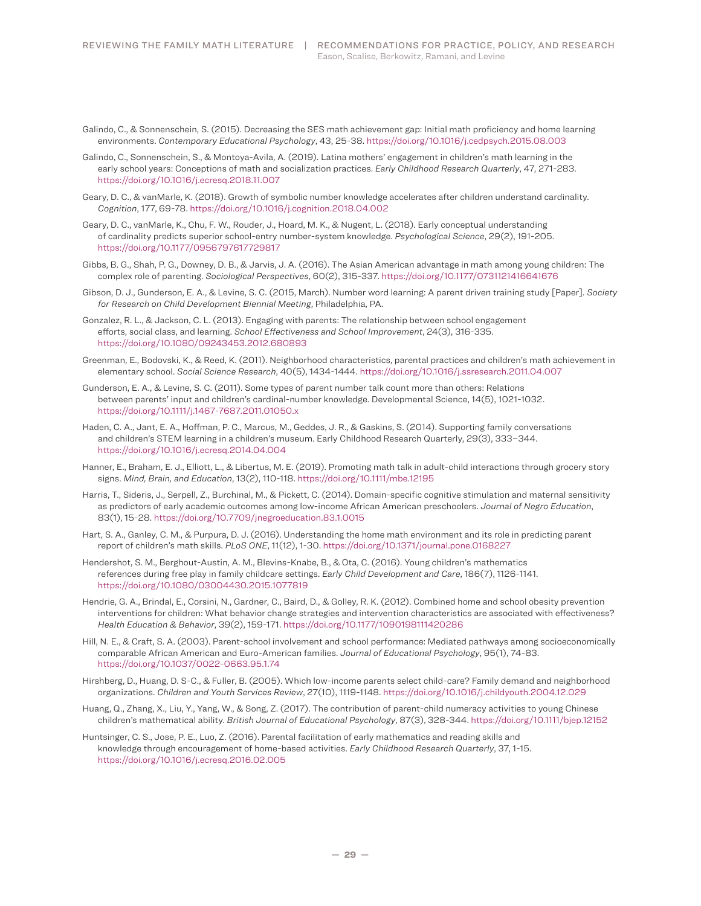Galindo, C., & Sonnenschein, S. (2015). Decreasing the SES math achievement gap: Initial math proficiency and home learning environments. *Contemporary Educational Psychology*, 43, 25-38. https://doi.org/10.1016/j.cedpsych.2015.08.003

Galindo, C., Sonnenschein, S., & Montoya-Avila, A. (2019). Latina mothers' engagement in children's math learning in the early school years: Conceptions of math and socialization practices. *Early Childhood Research Quarterly*, 47, 271-283. https://doi.org/10.1016/j.ecresq.2018.11.007

Geary, D. C., & vanMarle, K. (2018). Growth of symbolic number knowledge accelerates after children understand cardinality. *Cognition*, 177, 69-78. https://doi.org/10.1016/j.cognition.2018.04.002

Geary, D. C., vanMarle, K., Chu, F. W., Rouder, J., Hoard, M. K., & Nugent, L. (2018). Early conceptual understanding of cardinality predicts superior school-entry number-system knowledge. *Psychological Science*, 29(2), 191-205. https://doi.org/10.1177/0956797617729817

Gibbs, B. G., Shah, P. G., Downey, D. B., & Jarvis, J. A. (2016). The Asian American advantage in math among young children: The complex role of parenting. *Sociological Perspectives*, 60(2), 315-337. https://doi.org/10.1177/0731121416641676

Gibson, D. J., Gunderson, E. A., & Levine, S. C. (2015, March). Number word learning: A parent driven training study [Paper]. *Society for Research on Child Development Biennial Meeting*, Philadelphia, PA.

Gonzalez, R. L., & Jackson, C. L. (2013). Engaging with parents: The relationship between school engagement efforts, social class, and learning. *School Effectiveness and School Improvement*, 24(3), 316-335. https://doi.org/10.1080/09243453.2012.680893

Greenman, E., Bodovski, K., & Reed, K. (2011). Neighborhood characteristics, parental practices and children's math achievement in elementary school. *Social Science Research*, 40(5), 1434-1444. https://doi.org/10.1016/j.ssresearch.2011.04.007

Gunderson, E. A., & Levine, S. C. (2011). Some types of parent number talk count more than others: Relations between parents' input and children's cardinal-number knowledge. Developmental Science, 14(5), 1021-1032. https://doi.org/10.1111/j.1467-7687.2011.01050.x

Haden, C. A., Jant, E. A., Hoffman, P. C., Marcus, M., Geddes, J. R., & Gaskins, S. (2014). Supporting family conversations and children's STEM learning in a children's museum. Early Childhood Research Quarterly, 29(3), 333–344. https://doi.org/10.1016/j.ecresq.2014.04.004

Hanner, E., Braham, E. J., Elliott, L., & Libertus, M. E. (2019). Promoting math talk in adult-child interactions through grocery story signs. *Mind, Brain, and Education*, 13(2), 110-118. https://doi.org/10.1111/mbe.12195

Harris, T., Sideris, J., Serpell, Z., Burchinal, M., & Pickett, C. (2014). Domain-specific cognitive stimulation and maternal sensitivity as predictors of early academic outcomes among low-income African American preschoolers. *Journal of Negro Education*, 83(1), 15-28. https://doi.org/10.7709/jnegroeducation.83.1.0015

Hart, S. A., Ganley, C. M., & Purpura, D. J. (2016). Understanding the home math environment and its role in predicting parent report of children's math skills. *PLoS ONE*, 11(12), 1-30. https://doi.org/10.1371/journal.pone.0168227

Hendershot, S. M., Berghout-Austin, A. M., Blevins-Knabe, B., & Ota, C. (2016). Young children's mathematics references during free play in family childcare settings. *Early Child Development and Care*, 186(7), 1126-1141. https://doi.org/10.1080/03004430.2015.1077819

Hendrie, G. A., Brindal, E., Corsini, N., Gardner, C., Baird, D., & Golley, R. K. (2012). Combined home and school obesity prevention interventions for children: What behavior change strategies and intervention characteristics are associated with effectiveness? *Health Education & Behavior*, 39(2), 159-171. https://doi.org/10.1177/1090198111420286

Hill, N. E., & Craft, S. A. (2003). Parent-school involvement and school performance: Mediated pathways among socioeconomically comparable African American and Euro-American families. *Journal of Educational Psychology*, 95(1), 74-83. https://doi.org/10.1037/0022-0663.95.1.74

Hirshberg, D., Huang, D. S-C., & Fuller, B. (2005). Which low-income parents select child-care? Family demand and neighborhood organizations. *Children and Youth Services Review*, 27(10), 1119-1148. https://doi.org/10.1016/j.childyouth.2004.12.029

Huang, Q., Zhang, X., Liu, Y., Yang, W., & Song, Z. (2017). The contribution of parent-child numeracy activities to young Chinese children's mathematical ability. *British Journal of Educational Psychology*, 87(3), 328-344. https://doi.org/10.1111/bjep.12152

Huntsinger, C. S., Jose, P. E., Luo, Z. (2016). Parental facilitation of early mathematics and reading skills and knowledge through encouragement of home-based activities. *Early Childhood Research Quarterly*, 37, 1-15. https://doi.org/10.1016/j.ecresq.2016.02.005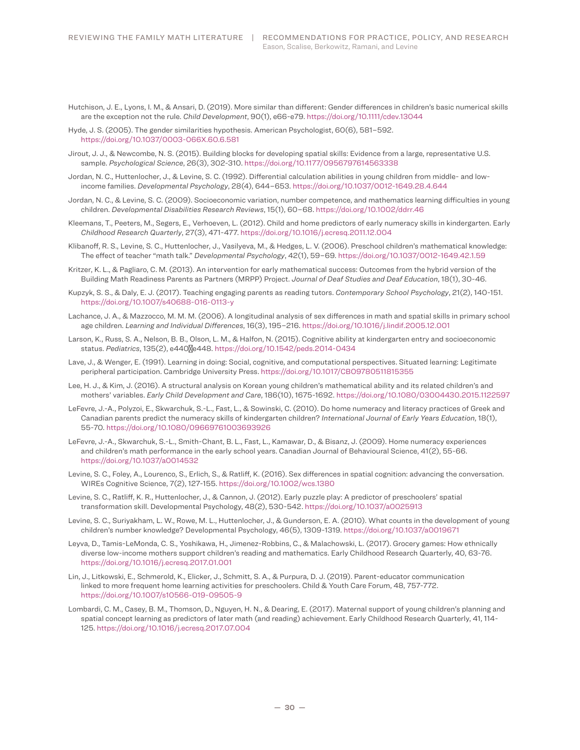Hutchison, J. E., Lyons, I. M., & Ansari, D. (2019). More similar than different: Gender differences in children's basic numerical skills are the exception not the rule. *Child Development*, 90(1), e66-e79. https://doi.org/10.1111/cdev.13044

Hyde, J. S. (2005). The gender similarities hypothesis. American Psychologist, 60(6), 581–592. https://doi.org/10.1037/0003-066X.60.6.581

Jirout, J. J., & Newcombe, N. S. (2015). Building blocks for developing spatial skills: Evidence from a large, representative U.S. sample. *Psychological Science*, 26(3), 302-310. https://doi.org/10.1177/0956797614563338

Jordan, N. C., Huttenlocher, J., & Levine, S. C. (1992). Differential calculation abilities in young children from middle- and low-income families. *Developmental Psychology*, 28(4), 644–653. https://doi.org/10.1037/0012-1649.28.4.644

Jordan, N. C., & Levine, S. C. (2009). Socioeconomic variation, number competence, and mathematics learning difficulties in young children. *Developmental Disabilities Research Reviews*, 15(1), 60–68. https://doi.org/10.1002/ddrr.46

Kleemans, T., Peeters, M., Segers, E., Verhoeven, L. (2012). Child and home predictors of early numeracy skills in kindergarten. Early *Childhood Research Quarterly*, 27(3), 471-477. https://doi.org/10.1016/j.ecresq.2011.12.004

Klibanoff, R. S., Levine, S. C., Huttenlocher, J., Vasilyeva, M., & Hedges, L. V. (2006). Preschool children's mathematical knowledge: The effect of teacher "math talk." *Developmental Psychology*, 42(1), 59–69. https://doi.org/10.1037/0012-1649.42.1.59

Kritzer, K. L., & Pagliaro, C. M. (2013). An intervention for early mathematical success: Outcomes from the hybrid version of the Building Math Readiness Parents as Partners (MRPP) Project. *Journal of Deaf Studies and Deaf Education*, 18(1), 30-46.

Kupzyk, S. S., & Daly, E. J. (2017). Teaching engaging parents as reading tutors. *Contemporary School Psychology*, 21(2), 140-151. https://doi.org/10.1007/s40688-016-0113-y

Lachance, J. A., & Mazzocco, M. M. M. (2006). A longitudinal analysis of sex differences in math and spatial skills in primary school age children. *Learning and Individual Differences*, 16(3), 195–216. https://doi.org/10.1016/j.lindif.2005.12.001

Larson, K., Russ, S. A., Nelson, B. B., Olson, L. M., & Halfon, N. (2015). Cognitive ability at kindergarten entry and socioeconomic status. *Pediatrics*, 135(2), e440–e448. https://doi.org/10.1542/peds.2014-0434

Lave, J., & Wenger, E. (1991). Learning in doing: Social, cognitive, and computational perspectives. Situated learning: Legitimate peripheral participation. Cambridge University Press. https://doi.org/10.1017/CBO9780511815355

Lee, H. J., & Kim, J. (2016). A structural analysis on Korean young children's mathematical ability and its related children's and mothers' variables. *Early Child Development and Care*, 186(10), 1675-1692. https://doi.org/10.1080/03004430.2015.1122597

LeFevre, J.-A., Polyzoi, E., Skwarchuk, S.-L., Fast, L., & Sowinski, C. (2010). Do home numeracy and literacy practices of Greek and Canadian parents predict the numeracy skills of kindergarten children? *International Journal of Early Years Education*, 18(1), 55-70. https://doi.org/10.1080/09669761003693926

LeFevre, J.-A., Skwarchuk, S.-L., Smith-Chant, B. L., Fast, L., Kamawar, D., & Bisanz, J. (2009). Home numeracy experiences and children's math performance in the early school years. Canadian Journal of Behavioural Science, 41(2), 55-66. https://doi.org/10.1037/a0014532

Levine, S. C., Foley, A., Lourenco, S., Erlich, S., & Ratliff, K. (2016). Sex differences in spatial cognition: advancing the conversation. WIREs Cognitive Science, 7(2), 127-155. https://doi.org/10.1002/wcs.1380

Levine, S. C., Ratliff, K. R., Huttenlocher, J., & Cannon, J. (2012). Early puzzle play: A predictor of preschoolers' spatial transformation skill. Developmental Psychology, 48(2), 530-542. https://doi.org/10.1037/a0025913

Levine, S. C., Suriyakham, L. W., Rowe, M. L., Huttenlocher, J., & Gunderson, E. A. (2010). What counts in the development of young children's number knowledge? Developmental Psychology, 46(5), 1309-1319. https://doi.org/10.1037/a0019671

Leyva, D., Tamis-LeMonda, C. S., Yoshikawa, H., Jimenez-Robbins, C., & Malachowski, L. (2017). Grocery games: How ethnically diverse low-income mothers support children's reading and mathematics. Early Childhood Research Quarterly, 40, 63-76. https://doi.org/10.1016/j.ecresq.2017.01.001

Lin, J., Litkowski, E., Schmerold, K., Elicker, J., Schmitt, S. A., & Purpura, D. J. (2019). Parent-educator communication linked to more frequent home learning activities for preschoolers. Child & Youth Care Forum, 48, 757-772. https://doi.org/10.1007/s10566-019-09505-9

Lombardi, C. M., Casey, B. M., Thomson, D., Nguyen, H. N., & Dearing, E. (2017). Maternal support of young children's planning and spatial concept learning as predictors of later math (and reading) achievement. Early Childhood Research Quarterly, 41, 114-125. https://doi.org/10.1016/j.ecresq.2017.07.004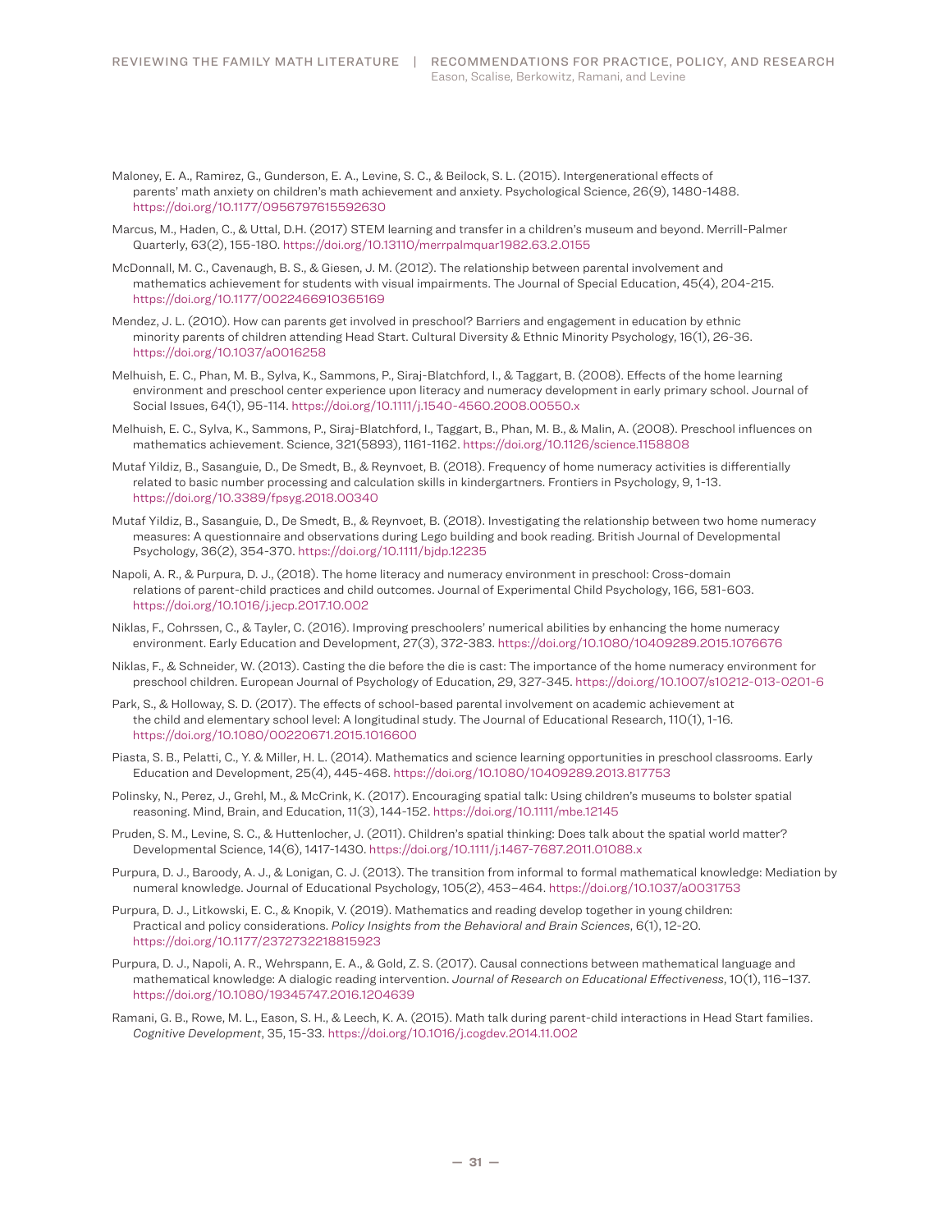Maloney, E. A., Ramirez, G., Gunderson, E. A., Levine, S. C., & Beilock, S. L. (2015). Intergenerational effects of parents' math anxiety on children's math achievement and anxiety. Psychological Science, 26(9), 1480-1488. https://doi.org/10.1177/0956797615592630

Marcus, M., Haden, C., & Uttal, D.H. (2017) STEM learning and transfer in a children's museum and beyond. Merrill-Palmer Quarterly, 63(2), 155-180. https://doi.org/10.13110/merrpalmquar1982.63.2.0155

McDonnall, M. C., Cavenaugh, B. S., & Giesen, J. M. (2012). The relationship between parental involvement and mathematics achievement for students with visual impairments. The Journal of Special Education, 45(4), 204-215. https://doi.org/10.1177/0022466910365169

Mendez, J. L. (2010). How can parents get involved in preschool? Barriers and engagement in education by ethnic minority parents of children attending Head Start. Cultural Diversity & Ethnic Minority Psychology, 16(1), 26-36. https://doi.org/10.1037/a0016258

Melhuish, E. C., Phan, M. B., Sylva, K., Sammons, P., Siraj-Blatchford, I., & Taggart, B. (2008). Effects of the home learning environment and preschool center experience upon literacy and numeracy development in early primary school. Journal of Social Issues, 64(1), 95-114. https://doi.org/10.1111/j.1540-4560.2008.00550.x

Melhuish, E. C., Sylva, K., Sammons, P., Siraj-Blatchford, I., Taggart, B., Phan, M. B., & Malin, A. (2008). Preschool influences on mathematics achievement. Science, 321(5893), 1161-1162. https://doi.org/10.1126/science.1158808

Mutaf Yildiz, B., Sasanguie, D., De Smedt, B., & Reynvoet, B. (2018). Frequency of home numeracy activities is differentially related to basic number processing and calculation skills in kindergartners. Frontiers in Psychology, 9, 1-13. https://doi.org/10.3389/fpsyg.2018.00340

Mutaf Yildiz, B., Sasanguie, D., De Smedt, B., & Reynvoet, B. (2018). Investigating the relationship between two home numeracy measures: A questionnaire and observations during Lego building and book reading. British Journal of Developmental Psychology, 36(2), 354-370. https://doi.org/10.1111/bjdp.12235

Napoli, A. R., & Purpura, D. J., (2018). The home literacy and numeracy environment in preschool: Cross-domain relations of parent-child practices and child outcomes. Journal of Experimental Child Psychology, 166, 581-603. https://doi.org/10.1016/j.jecp.2017.10.002

Niklas, F., Cohrssen, C., & Tayler, C. (2016). Improving preschoolers' numerical abilities by enhancing the home numeracy environment. Early Education and Development, 27(3), 372-383. https://doi.org/10.1080/10409289.2015.1076676

Niklas, F., & Schneider, W. (2013). Casting the die before the die is cast: The importance of the home numeracy environment for preschool children. European Journal of Psychology of Education, 29, 327-345. https://doi.org/10.1007/s10212-013-0201-6

Park, S., & Holloway, S. D. (2017). The effects of school-based parental involvement on academic achievement at the child and elementary school level: A longitudinal study. The Journal of Educational Research, 110(1), 1-16. https://doi.org/10.1080/00220671.2015.1016600

Piasta, S. B., Pelatti, C., Y. & Miller, H. L. (2014). Mathematics and science learning opportunities in preschool classrooms. Early Education and Development, 25(4), 445-468. https://doi.org/10.1080/10409289.2013.817753

Polinsky, N., Perez, J., Grehl, M., & McCrink, K. (2017). Encouraging spatial talk: Using children's museums to bolster spatial reasoning. Mind, Brain, and Education, 11(3), 144-152. https://doi.org/10.1111/mbe.12145

Pruden, S. M., Levine, S. C., & Huttenlocher, J. (2011). Children's spatial thinking: Does talk about the spatial world matter? Developmental Science, 14(6), 1417-1430. https://doi.org/10.1111/j.1467-7687.2011.01088.x

Purpura, D. J., Baroody, A. J., & Lonigan, C. J. (2013). The transition from informal to formal mathematical knowledge: Mediation by numeral knowledge. Journal of Educational Psychology, 105(2), 453–464. https://doi.org/10.1037/a0031753

Purpura, D. J., Litkowski, E. C., & Knopik, V. (2019). Mathematics and reading develop together in young children: Practical and policy considerations. *Policy Insights from the Behavioral and Brain Sciences*, 6(1), 12-20. https://doi.org/10.1177/2372732218815923

Purpura, D. J., Napoli, A. R., Wehrspann, E. A., & Gold, Z. S. (2017). Causal connections between mathematical language and mathematical knowledge: A dialogic reading intervention. *Journal of Research on Educational Effectiveness*, 10(1), 116–137. https://doi.org/10.1080/19345747.2016.1204639

Ramani, G. B., Rowe, M. L., Eason, S. H., & Leech, K. A. (2015). Math talk during parent-child interactions in Head Start families. *Cognitive Development*, 35, 15-33. https://doi.org/10.1016/j.cogdev.2014.11.002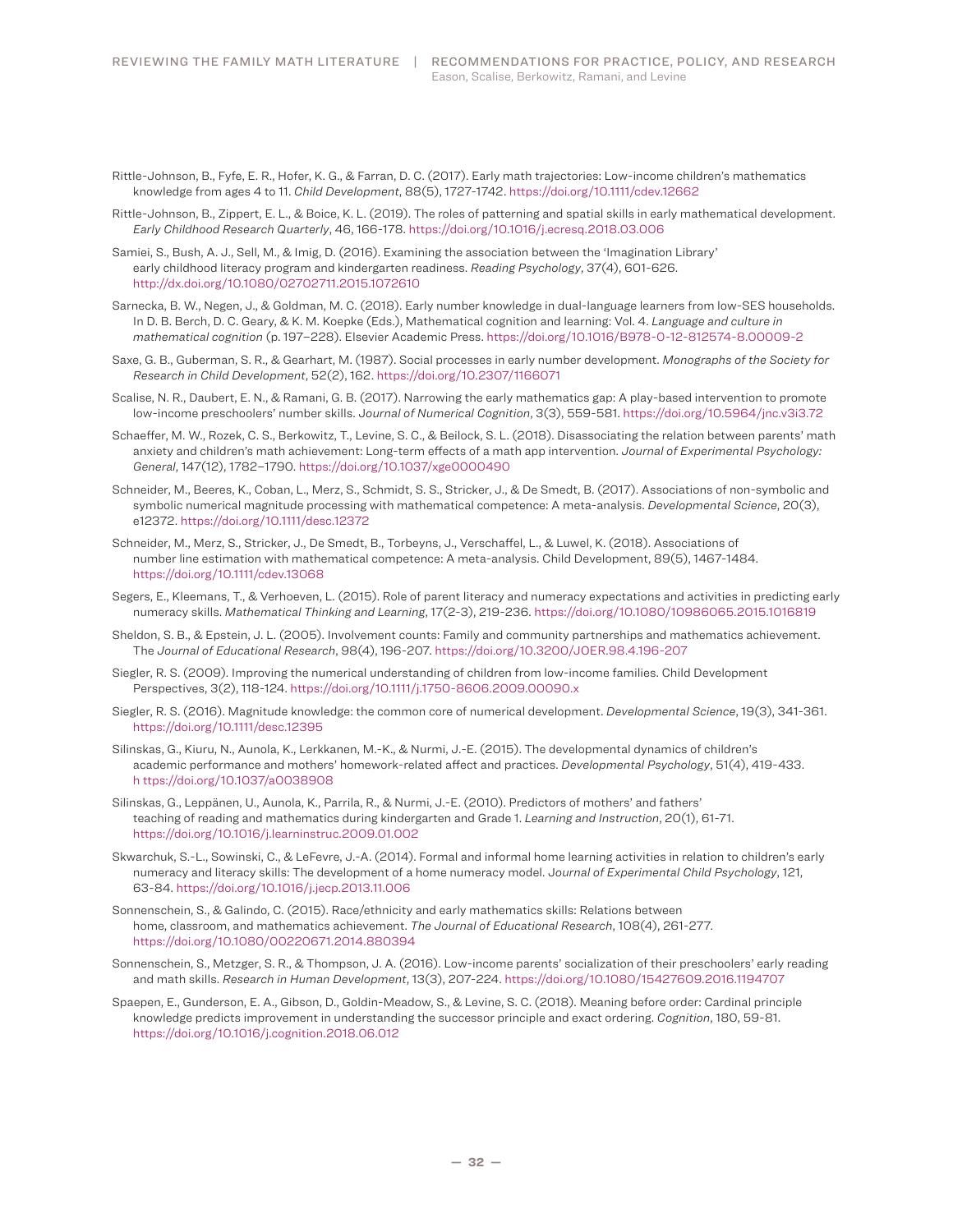Rittle-Johnson, B., Fyfe, E. R., Hofer, K. G., & Farran, D. C. (2017). Early math trajectories: Low-income children's mathematics knowledge from ages 4 to 11. *Child Development*, 88(5), 1727-1742. https://doi.org/10.1111/cdev.12662

Rittle-Johnson, B., Zippert, E. L., & Boice, K. L. (2019). The roles of patterning and spatial skills in early mathematical development. *Early Childhood Research Quarterly*, 46, 166-178. https://doi.org/10.1016/j.ecresq.2018.03.006

Samiei, S., Bush, A. J., Sell, M., & Imig, D. (2016). Examining the association between the 'Imagination Library' early childhood literacy program and kindergarten readiness. *Reading Psychology*, 37(4), 601-626. http://dx.doi.org/10.1080/02702711.2015.1072610

Sarnecka, B. W., Negen, J., & Goldman, M. C. (2018). Early number knowledge in dual-language learners from low-SES households. In D. B. Berch, D. C. Geary, & K. M. Koepke (Eds.), Mathematical cognition and learning: Vol. 4. *Language and culture in mathematical cognition* (p. 197–228). Elsevier Academic Press. https://doi.org/10.1016/B978-0-12-812574-8.00009-2

Saxe, G. B., Guberman, S. R., & Gearhart, M. (1987). Social processes in early number development. *Monographs of the Society for Research in Child Development*, 52(2), 162. https://doi.org/10.2307/1166071

Scalise, N. R., Daubert, E. N., & Ramani, G. B. (2017). Narrowing the early mathematics gap: A play-based intervention to promote low-income preschoolers' number skills. *Journal of Numerical Cognition*, 3(3), 559-581. https://doi.org/10.5964/jnc.v3i3.72

Schaeffer, M. W., Rozek, C. S., Berkowitz, T., Levine, S. C., & Beilock, S. L. (2018). Disassociating the relation between parents' math anxiety and children's math achievement: Long-term effects of a math app intervention. *Journal of Experimental Psychology: General*, 147(12), 1782–1790. https://doi.org/10.1037/xge0000490

Schneider, M., Beeres, K., Coban, L., Merz, S., Schmidt, S. S., Stricker, J., & De Smedt, B. (2017). Associations of non-symbolic and symbolic numerical magnitude processing with mathematical competence: A meta-analysis. *Developmental Science*, 20(3), e12372. https://doi.org/10.1111/desc.12372

Schneider, M., Merz, S., Stricker, J., De Smedt, B., Torbeyns, J., Verschaffel, L., & Luwel, K. (2018). Associations of number line estimation with mathematical competence: A meta-analysis. Child Development, 89(5), 1467-1484. https://doi.org/10.1111/cdev.13068

Segers, E., Kleemans, T., & Verhoeven, L. (2015). Role of parent literacy and numeracy expectations and activities in predicting early numeracy skills. *Mathematical Thinking and Learning*, 17(2-3), 219-236. https://doi.org/10.1080/10986065.2015.1016819

Sheldon, S. B., & Epstein, J. L. (2005). Involvement counts: Family and community partnerships and mathematics achievement. The *Journal of Educational Research*, 98(4), 196-207. https://doi.org/10.3200/JOER.98.4.196-207

Siegler, R. S. (2009). Improving the numerical understanding of children from low-income families. Child Development Perspectives, 3(2), 118-124. https://doi.org/10.1111/j.1750-8606.2009.00090.x

Siegler, R. S. (2016). Magnitude knowledge: the common core of numerical development. *Developmental Science*, 19(3), 341-361. https://doi.org/10.1111/desc.12395

Silinskas, G., Kiuru, N., Aunola, K., Lerkkanen, M.-K., & Nurmi, J.-E. (2015). The developmental dynamics of children's academic performance and mothers' homework-related affect and practices. *Developmental Psychology*, 51(4), 419-433. h ttps://doi.org/10.1037/a0038908

Silinskas, G., Leppänen, U., Aunola, K., Parrila, R., & Nurmi, J.-E. (2010). Predictors of mothers' and fathers' teaching of reading and mathematics during kindergarten and Grade 1. *Learning and Instruction*, 20(1), 61-71. https://doi.org/10.1016/j.learninstruc.2009.01.002

Skwarchuk, S.-L., Sowinski, C., & LeFevre, J.-A. (2014). Formal and informal home learning activities in relation to children's early numeracy and literacy skills: The development of a home numeracy model. *Journal of Experimental Child Psychology*, 121, 63-84. https://doi.org/10.1016/j.jecp.2013.11.006

Sonnenschein, S., & Galindo, C. (2015). Race/ethnicity and early mathematics skills: Relations between home, classroom, and mathematics achievement. *The Journal of Educational Research*, 108(4), 261-277. https://doi.org/10.1080/00220671.2014.880394

Sonnenschein, S., Metzger, S. R., & Thompson, J. A. (2016). Low-income parents' socialization of their preschoolers' early reading and math skills. *Research in Human Development*, 13(3), 207-224. https://doi.org/10.1080/15427609.2016.1194707

Spaepen, E., Gunderson, E. A., Gibson, D., Goldin-Meadow, S., & Levine, S. C. (2018). Meaning before order: Cardinal principle knowledge predicts improvement in understanding the successor principle and exact ordering. *Cognition*, 180, 59-81. https://doi.org/10.1016/j.cognition.2018.06.012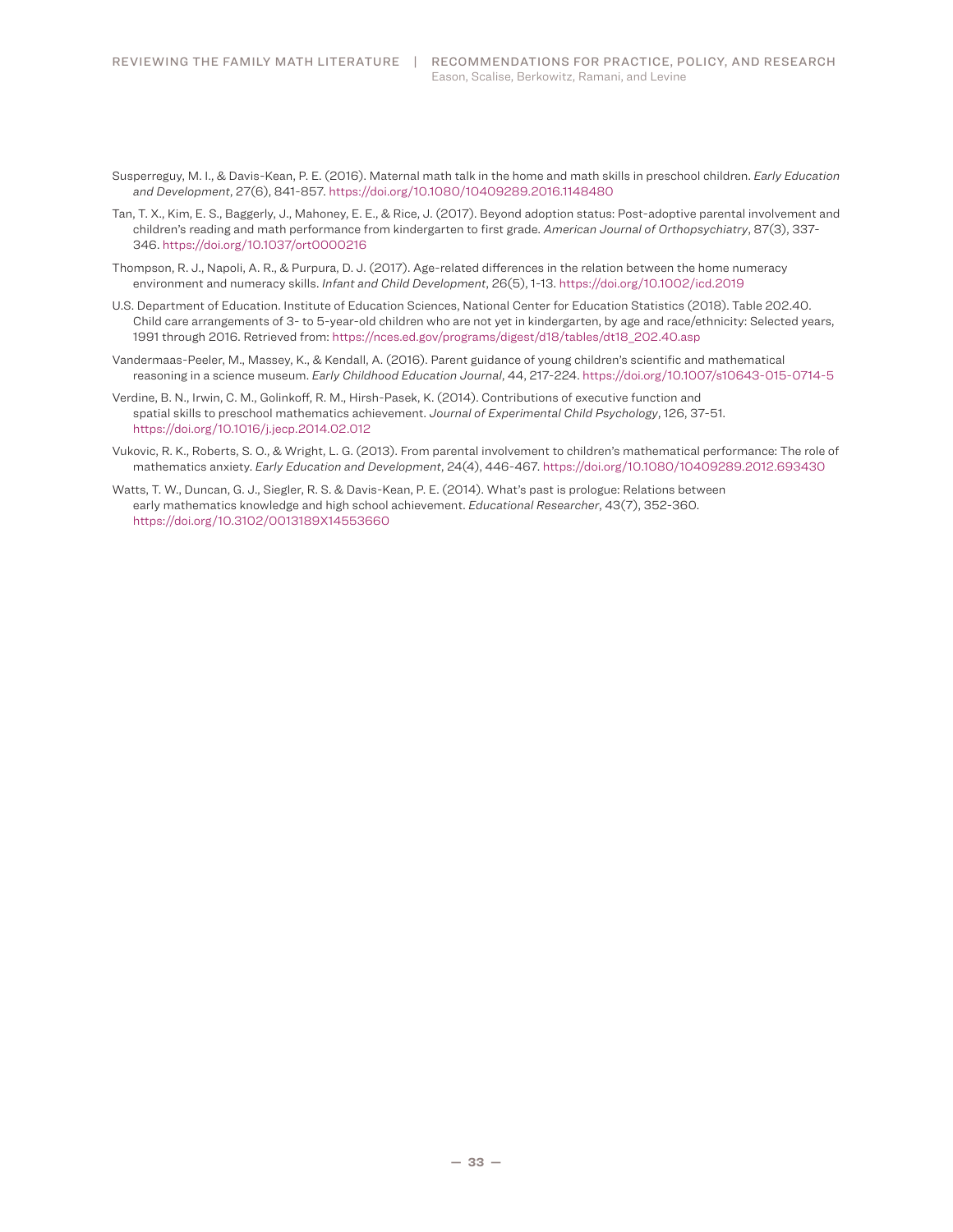Susperreguy, M. I., & Davis-Kean, P. E. (2016). Maternal math talk in the home and math skills in preschool children. *Early Education and Development*, 27(6), 841-857. https://doi.org/10.1080/10409289.2016.1148480

Tan, T. X., Kim, E. S., Baggerly, J., Mahoney, E. E., & Rice, J. (2017). Beyond adoption status: Post-adoptive parental involvement and children's reading and math performance from kindergarten to first grade. *American Journal of Orthopsychiatry*, 87(3), 337-346. https://doi.org/10.1037/ort0000216

Thompson, R. J., Napoli, A. R., & Purpura, D. J. (2017). Age-related differences in the relation between the home numeracy environment and numeracy skills. *Infant and Child Development*, 26(5), 1-13. https://doi.org/10.1002/icd.2019

U.S. Department of Education. Institute of Education Sciences, National Center for Education Statistics (2018). Table 202.40. Child care arrangements of 3- to 5-year-old children who are not yet in kindergarten, by age and race/ethnicity: Selected years, 1991 through 2016. Retrieved from: https://nces.ed.gov/programs/digest/d18/tables/dt18_202.40.asp

Vandermaas-Peeler, M., Massey, K., & Kendall, A. (2016). Parent guidance of young children's scientific and mathematical reasoning in a science museum. *Early Childhood Education Journal*, 44, 217-224. https://doi.org/10.1007/s10643-015-0714-5

Verdine, B. N., Irwin, C. M., Golinkoff, R. M., Hirsh-Pasek, K. (2014). Contributions of executive function and spatial skills to preschool mathematics achievement. *Journal of Experimental Child Psychology*, 126, 37-51. https://doi.org/10.1016/j.jecp.2014.02.012

Vukovic, R. K., Roberts, S. O., & Wright, L. G. (2013). From parental involvement to children's mathematical performance: The role of mathematics anxiety. *Early Education and Development*, 24(4), 446-467. https://doi.org/10.1080/10409289.2012.693430

Watts, T. W., Duncan, G. J., Siegler, R. S. & Davis-Kean, P. E. (2014). What's past is prologue: Relations between early mathematics knowledge and high school achievement. *Educational Researcher*, 43(7), 352-360. https://doi.org/10.3102/0013189X14553660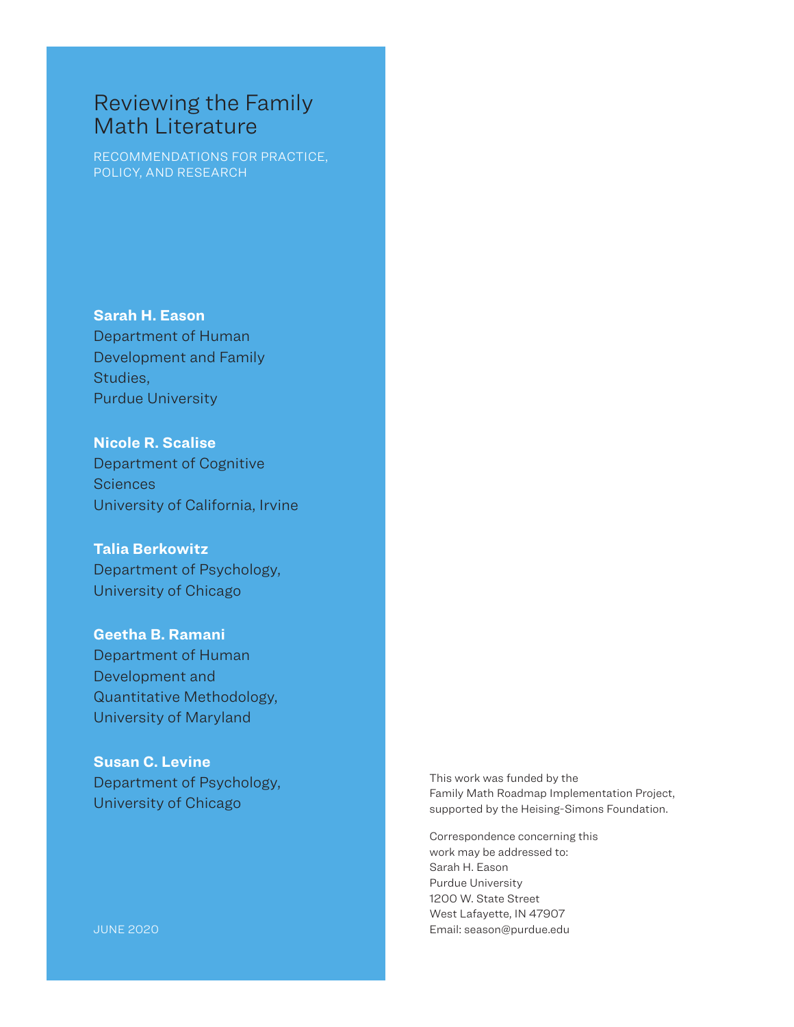# Reviewing the Family Math Literature

RECOMMENDATIONS FOR PRACTICE, POLICY, AND RESEARCH

**Sarah H. Eason**
Department of Human Development and Family Studies,
Purdue University

**Nicole R. Scalise**
Department of Cognitive Sciences
University of California, Irvine

**Talia Berkowitz**
Department of Psychology,
University of Chicago

**Geetha B. Ramani**
Department of Human Development and Quantitative Methodology,
University of Maryland

**Susan C. Levine**
Department of Psychology,
University of Chicago

JUNE 2020

This work was funded by the Family Math Roadmap Implementation Project, supported by the Heising-Simons Foundation.

Correspondence concerning this work may be addressed to:
Sarah H. Eason
Purdue University
1200 W. State Street
West Lafayette, IN 47907
Email: season@purdue.edu